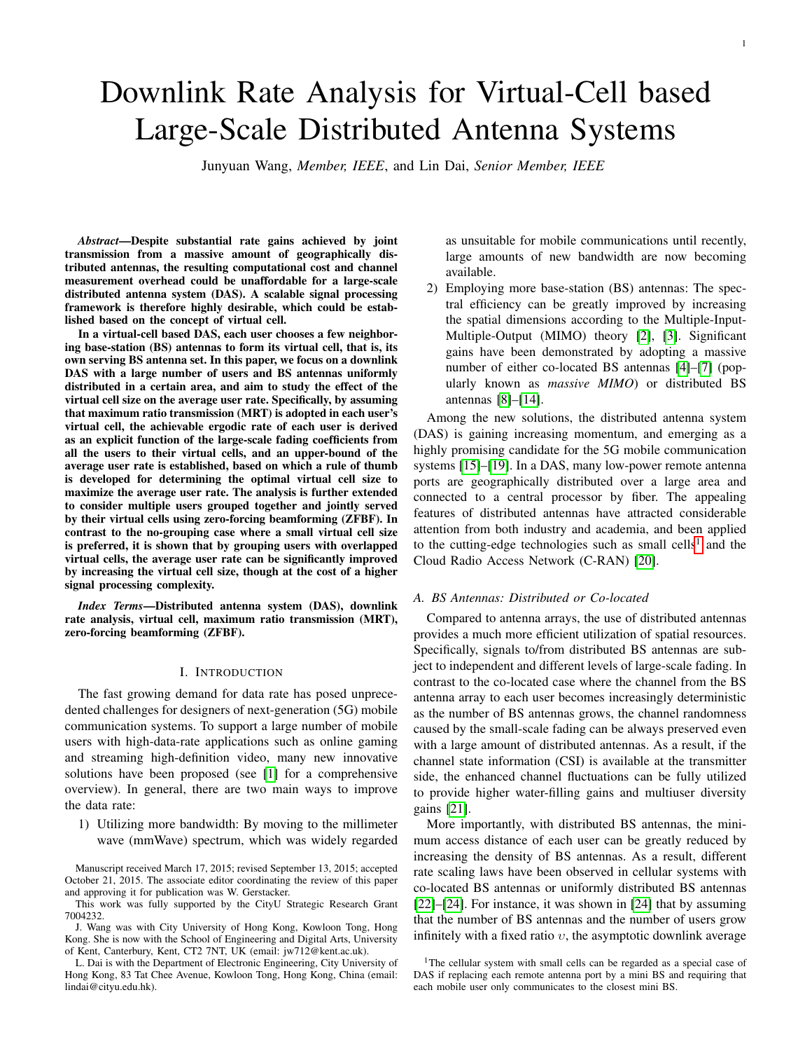# Downlink Rate Analysis for Virtual-Cell based Large-Scale Distributed Antenna Systems

Junyuan Wang, *Member, IEEE*, and Lin Dai, *Senior Member, IEEE*

***Abstract*—Despite substantial rate gains achieved by joint transmission from a massive amount of geographically distributed antennas, the resulting computational cost and channel measurement overhead could be unaffordable for a large-scale distributed antenna system (DAS). A scalable signal processing framework is therefore highly desirable, which could be established based on the concept of virtual cell.**

**In a virtual-cell based DAS, each user chooses a few neighboring base-station (BS) antennas to form its virtual cell, that is, its own serving BS antenna set. In this paper, we focus on a downlink DAS with a large number of users and BS antennas uniformly distributed in a certain area, and aim to study the effect of the virtual cell size on the average user rate. Specifically, by assuming that maximum ratio transmission (MRT) is adopted in each user's virtual cell, the achievable ergodic rate of each user is derived as an explicit function of the large-scale fading coefficients from all the users to their virtual cells, and an upper-bound of the average user rate is established, based on which a rule of thumb is developed for determining the optimal virtual cell size to maximize the average user rate. The analysis is further extended to consider multiple users grouped together and jointly served by their virtual cells using zero-forcing beamforming (ZFBF). In contrast to the no-grouping case where a small virtual cell size is preferred, it is shown that by grouping users with overlapped virtual cells, the average user rate can be significantly improved by increasing the virtual cell size, though at the cost of a higher signal processing complexity.**

***Index Terms*—Distributed antenna system (DAS), downlink rate analysis, virtual cell, maximum ratio transmission (MRT), zero-forcing beamforming (ZFBF).**

## I. Introduction

The fast growing demand for data rate has posed unprecedented challenges for designers of next-generation (5G) mobile communication systems. To support a large number of mobile users with high-data-rate applications such as online gaming and streaming high-definition video, many new innovative solutions have been proposed (see [1] for a comprehensive overview). In general, there are two main ways to improve the data rate:

1) Utilizing more bandwidth: By moving to the millimeter wave (mmWave) spectrum, which was widely regarded as unsuitable for mobile communications until recently, large amounts of new bandwidth are now becoming available.
2) Employing more base-station (BS) antennas: The spectral efficiency can be greatly improved by increasing the spatial dimensions according to the Multiple-Input-Multiple-Output (MIMO) theory [2], [3]. Significant gains have been demonstrated by adopting a massive number of either co-located BS antennas [4]–[7] (popularly known as *massive MIMO*) or distributed BS antennas [8]–[14].

Among the new solutions, the distributed antenna system (DAS) is gaining increasing momentum, and emerging as a highly promising candidate for the 5G mobile communication systems [15]–[19]. In a DAS, many low-power remote antenna ports are geographically distributed over a large area and connected to a central processor by fiber. The appealing features of distributed antennas have attracted considerable attention from both industry and academia, and been applied to the cutting-edge technologies such as small cells[1] and the Cloud Radio Access Network (C-RAN) [20].

### A. BS Antennas: Distributed or Co-located

Compared to antenna arrays, the use of distributed antennas provides a much more efficient utilization of spatial resources. Specifically, signals to/from distributed BS antennas are subject to independent and different levels of large-scale fading. In contrast to the co-located case where the channel from the BS antenna array to each user becomes increasingly deterministic as the number of BS antennas grows, the channel randomness caused by the small-scale fading can be always preserved even with a large amount of distributed antennas. As a result, if the channel state information (CSI) is available at the transmitter side, the enhanced channel fluctuations can be fully utilized to provide higher water-filling gains and multiuser diversity gains [21].

More importantly, with distributed BS antennas, the minimum access distance of each user can be greatly reduced by increasing the density of BS antennas. As a result, different rate scaling laws have been observed in cellular systems with co-located BS antennas or uniformly distributed BS antennas [22]–[24]. For instance, it was shown in [24] that by assuming that the number of BS antennas and the number of users grow infinitely with a fixed ratio $\upsilon$, the asymptotic downlink average

Manuscript received March 17, 2015; revised September 13, 2015; accepted October 21, 2015. The associate editor coordinating the review of this paper and approving it for publication was W. Gerstacker.

This work was fully supported by the CityU Strategic Research Grant 7004232.

J. Wang was with City University of Hong Kong, Kowloon Tong, Hong Kong. She is now with the School of Engineering and Digital Arts, University of Kent, Canterbury, Kent, CT2 7NT, UK (email: jw712@kent.ac.uk).

L. Dai is with the Department of Electronic Engineering, City University of Hong Kong, 83 Tat Chee Avenue, Kowloon Tong, Hong Kong, China (email: lindai@cityu.edu.hk).

[1] The cellular system with small cells can be regarded as a special case of DAS if replacing each remote antenna port by a mini BS and requiring that each mobile user only communicates to the closest mini BS.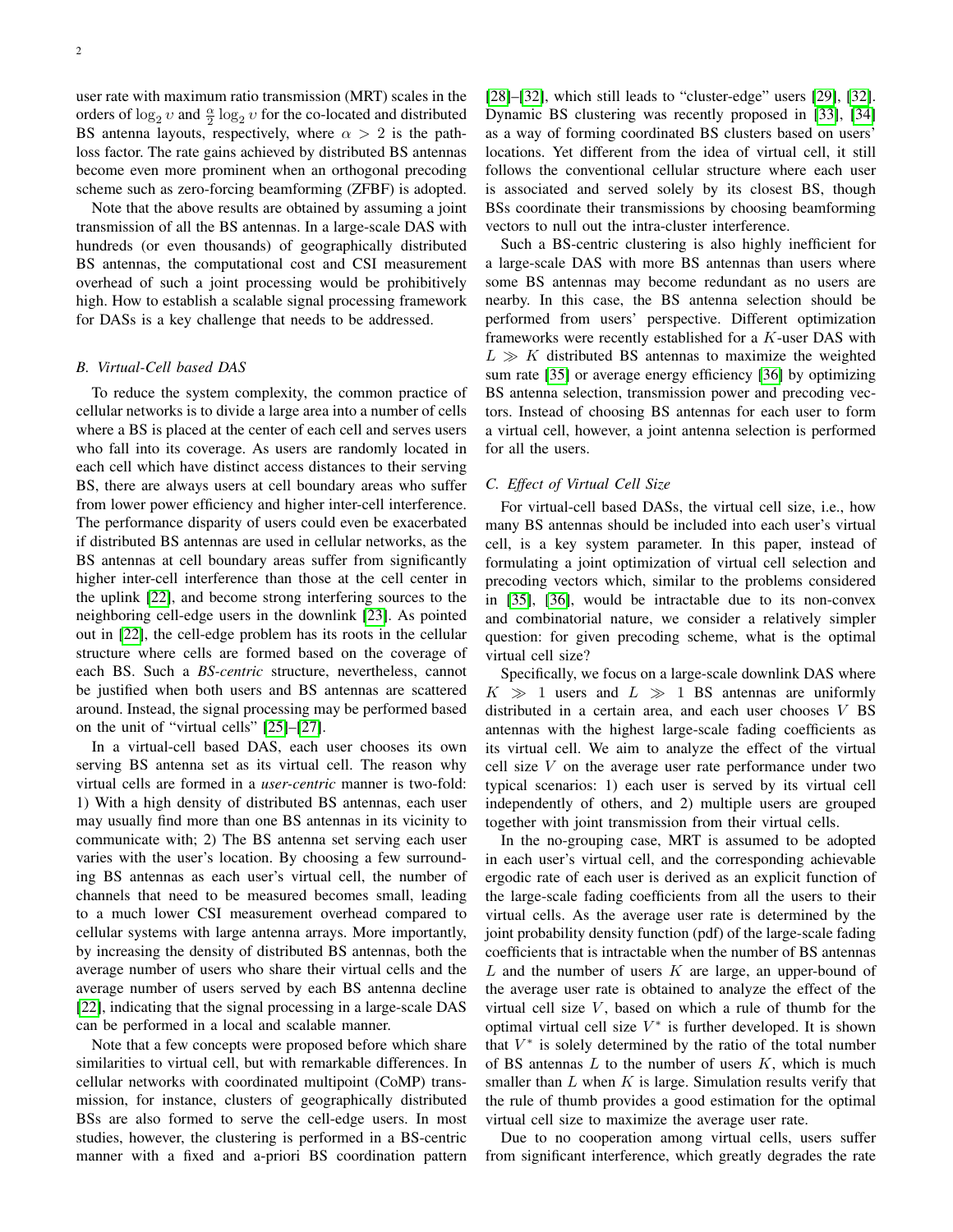user rate with maximum ratio transmission (MRT) scales in the orders of $\log_2 \upsilon$ and $\frac{\alpha}{2} \log_2 \upsilon$ for the co-located and distributed BS antenna layouts, respectively, where $\alpha > 2$ is the path-loss factor. The rate gains achieved by distributed BS antennas become even more prominent when an orthogonal precoding scheme such as zero-forcing beamforming (ZFBF) is adopted.

Note that the above results are obtained by assuming a joint transmission of all the BS antennas. In a large-scale DAS with hundreds (or even thousands) of geographically distributed BS antennas, the computational cost and CSI measurement overhead of such a joint processing would be prohibitively high. How to establish a scalable signal processing framework for DASs is a key challenge that needs to be addressed.

### B. Virtual-Cell based DAS

To reduce the system complexity, the common practice of cellular networks is to divide a large area into a number of cells where a BS is placed at the center of each cell and serves users who fall into its coverage. As users are randomly located in each cell which have distinct access distances to their serving BS, there are always users at cell boundary areas who suffer from lower power efficiency and higher inter-cell interference. The performance disparity of users could even be exacerbated if distributed BS antennas are used in cellular networks, as the BS antennas at cell boundary areas suffer from significantly higher inter-cell interference than those at the cell center in the uplink [22], and become strong interfering sources to the neighboring cell-edge users in the downlink [23]. As pointed out in [22], the cell-edge problem has its roots in the cellular structure where cells are formed based on the coverage of each BS. Such a *BS-centric* structure, nevertheless, cannot be justified when both users and BS antennas are scattered around. Instead, the signal processing may be performed based on the unit of "virtual cells" [25]–[27].

In a virtual-cell based DAS, each user chooses its own serving BS antenna set as its virtual cell. The reason why virtual cells are formed in a *user-centric* manner is two-fold: 1) With a high density of distributed BS antennas, each user may usually find more than one BS antennas in its vicinity to communicate with; 2) The BS antenna set serving each user varies with the user's location. By choosing a few surrounding BS antennas as each user's virtual cell, the number of channels that need to be measured becomes small, leading to a much lower CSI measurement overhead compared to cellular systems with large antenna arrays. More importantly, by increasing the density of distributed BS antennas, both the average number of users who share their virtual cells and the average number of users served by each BS antenna decline [22], indicating that the signal processing in a large-scale DAS can be performed in a local and scalable manner.

Note that a few concepts were proposed before which share similarities to virtual cell, but with remarkable differences. In cellular networks with coordinated multipoint (CoMP) transmission, for instance, clusters of geographically distributed BSs are also formed to serve the cell-edge users. In most studies, however, the clustering is performed in a BS-centric manner with a fixed and a-priori BS coordination pattern [28]–[32], which still leads to "cluster-edge" users [29], [32]. Dynamic BS clustering was recently proposed in [33], [34] as a way of forming coordinated BS clusters based on users' locations. Yet different from the idea of virtual cell, it still follows the conventional cellular structure where each user is associated and served solely by its closest BS, though BSs coordinate their transmissions by choosing beamforming vectors to null out the intra-cluster interference.

Such a BS-centric clustering is also highly inefficient for a large-scale DAS with more BS antennas than users where some BS antennas may become redundant as no users are nearby. In this case, the BS antenna selection should be performed from users' perspective. Different optimization frameworks were recently established for a $K$-user DAS with $L \gg K$ distributed BS antennas to maximize the weighted sum rate [35] or average energy efficiency [36] by optimizing BS antenna selection, transmission power and precoding vectors. Instead of choosing BS antennas for each user to form a virtual cell, however, a joint antenna selection is performed for all the users.

### C. Effect of Virtual Cell Size

For virtual-cell based DASs, the virtual cell size, i.e., how many BS antennas should be included into each user's virtual cell, is a key system parameter. In this paper, instead of formulating a joint optimization of virtual cell selection and precoding vectors which, similar to the problems considered in [35], [36], would be intractable due to its non-convex and combinatorial nature, we consider a relatively simpler question: for given precoding scheme, what is the optimal virtual cell size?

Specifically, we focus on a large-scale downlink DAS where $K \gg 1$ users and $L \gg 1$ BS antennas are uniformly distributed in a certain area, and each user chooses $V$ BS antennas with the highest large-scale fading coefficients as its virtual cell. We aim to analyze the effect of the virtual cell size $V$ on the average user rate performance under two typical scenarios: 1) each user is served by its virtual cell independently of others, and 2) multiple users are grouped together with joint transmission from their virtual cells.

In the no-grouping case, MRT is assumed to be adopted in each user's virtual cell, and the corresponding achievable ergodic rate of each user is derived as an explicit function of the large-scale fading coefficients from all the users to their virtual cells. As the average user rate is determined by the joint probability density function (pdf) of the large-scale fading coefficients that is intractable when the number of BS antennas $L$ and the number of users $K$ are large, an upper-bound of the average user rate is obtained to analyze the effect of the virtual cell size $V$, based on which a rule of thumb for the optimal virtual cell size $V^*$ is further developed. It is shown that $V^*$ is solely determined by the ratio of the total number of BS antennas $L$ to the number of users $K$, which is much smaller than $L$ when $K$ is large. Simulation results verify that the rule of thumb provides a good estimation for the optimal virtual cell size to maximize the average user rate.

Due to no cooperation among virtual cells, users suffer from significant interference, which greatly degrades the rate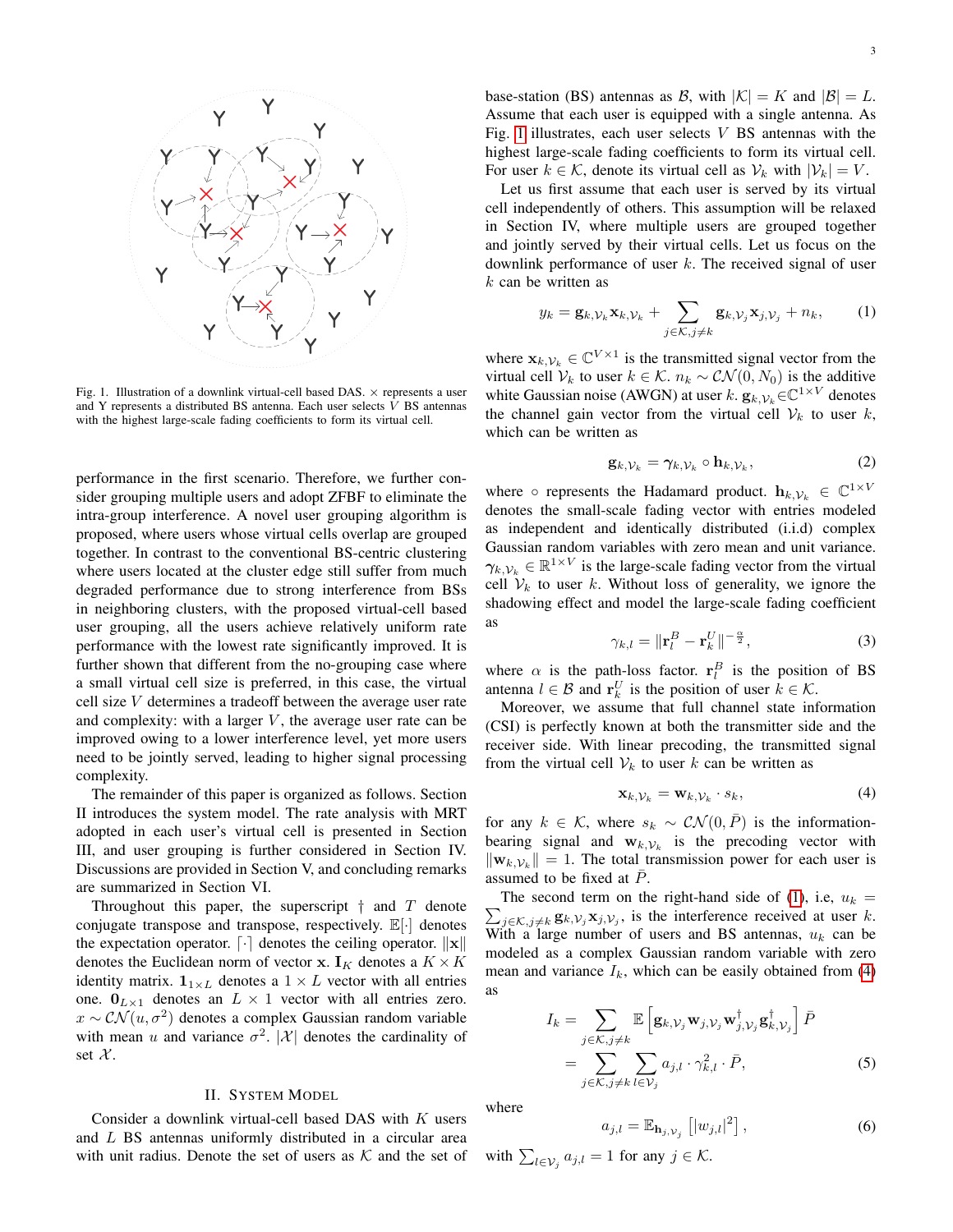Fig. 1. Illustration of a downlink virtual-cell based DAS. $\times$ represents a user and Y represents a distributed BS antenna. Each user selects $V$ BS antennas with the highest large-scale fading coefficients to form its virtual cell.

performance in the first scenario. Therefore, we further consider grouping multiple users and adopt ZFBF to eliminate the intra-group interference. A novel user grouping algorithm is proposed, where users whose virtual cells overlap are grouped together. In contrast to the conventional BS-centric clustering where users located at the cluster edge still suffer from much degraded performance due to strong interference from BSs in neighboring clusters, with the proposed virtual-cell based user grouping, all the users achieve relatively uniform rate performance with the lowest rate significantly improved. It is further shown that different from the no-grouping case where a small virtual cell size is preferred, in this case, the virtual cell size $V$ determines a tradeoff between the average user rate and complexity: with a larger $V$, the average user rate can be improved owing to a lower interference level, yet more users need to be jointly served, leading to higher signal processing complexity.

The remainder of this paper is organized as follows. Section II introduces the system model. The rate analysis with MRT adopted in each user's virtual cell is presented in Section III, and user grouping is further considered in Section IV. Discussions are provided in Section V, and concluding remarks are summarized in Section VI.

Throughout this paper, the superscript $\dagger$ and $T$ denote conjugate transpose and transpose, respectively. $\mathbb{E}[\cdot]$ denotes the expectation operator. $\lceil \cdot \rceil$ denotes the ceiling operator. $\|\mathbf{x}\|$ denotes the Euclidean norm of vector $\mathbf{x}$. $\mathbf{I}_K$ denotes a $K \times K$ identity matrix. $\mathbf{1}_{1\times L}$ denotes a $1 \times L$ vector with all entries one. $\mathbf{0}_{L\times 1}$ denotes an $L \times 1$ vector with all entries zero. $x \sim \mathcal{CN}(u, \sigma^2)$ denotes a complex Gaussian random variable with mean $u$ and variance $\sigma^2$. $|\mathcal{X}|$ denotes the cardinality of set $\mathcal{X}$.

## II. System Model

Consider a downlink virtual-cell based DAS with $K$ users and $L$ BS antennas uniformly distributed in a circular area with unit radius. Denote the set of users as $\mathcal{K}$ and the set of base-station (BS) antennas as $\mathcal{B}$, with $|\mathcal{K}| = K$ and $|\mathcal{B}| = L$. Assume that each user is equipped with a single antenna. As Fig. 1 illustrates, each user selects $V$ BS antennas with the highest large-scale fading coefficients to form its virtual cell. For user $k \in \mathcal{K}$, denote its virtual cell as $\mathcal{V}_k$ with $|\mathcal{V}_k| = V$.

Let us first assume that each user is served by its virtual cell independently of others. This assumption will be relaxed in Section IV, where multiple users are grouped together and jointly served by their virtual cells. Let us focus on the downlink performance of user $k$. The received signal of user $k$ can be written as

$$y_k = \mathbf{g}_{k,\mathcal{V}_k}\mathbf{x}_{k,\mathcal{V}_k} + \sum_{j\in\mathcal{K}, j\neq k} \mathbf{g}_{k,\mathcal{V}_j}\mathbf{x}_{j,\mathcal{V}_j} + n_k, \tag{1}$$

where $\mathbf{x}_{k,\mathcal{V}_k} \in \mathbb{C}^{V\times 1}$ is the transmitted signal vector from the virtual cell $\mathcal{V}_k$ to user $k \in \mathcal{K}$. $n_k \sim \mathcal{CN}(0, N_0)$ is the additive white Gaussian noise (AWGN) at user $k$. $\mathbf{g}_{k,\mathcal{V}_k} \in \mathbb{C}^{1\times V}$ denotes the channel gain vector from the virtual cell $\mathcal{V}_k$ to user $k$, which can be written as

$$\mathbf{g}_{k,\mathcal{V}_k} = \boldsymbol{\gamma}_{k,\mathcal{V}_k} \circ \mathbf{h}_{k,\mathcal{V}_k}, \tag{2}$$

where $\circ$ represents the Hadamard product. $\mathbf{h}_{k,\mathcal{V}_k} \in \mathbb{C}^{1\times V}$ denotes the small-scale fading vector with entries modeled as independent and identically distributed (i.i.d) complex Gaussian random variables with zero mean and unit variance. $\boldsymbol{\gamma}_{k,\mathcal{V}_k} \in \mathbb{R}^{1\times V}$ is the large-scale fading vector from the virtual cell $\mathcal{V}_k$ to user $k$. Without loss of generality, we ignore the shadowing effect and model the large-scale fading coefficient as

$$\gamma_{k,l} = \|\mathbf{r}_l^B - \mathbf{r}_k^U\|^{-\frac{\alpha}{2}}, \tag{3}$$

where $\alpha$ is the path-loss factor. $\mathbf{r}_l^B$ is the position of BS antenna $l \in \mathcal{B}$ and $\mathbf{r}_k^U$ is the position of user $k \in \mathcal{K}$.

Moreover, we assume that full channel state information (CSI) is perfectly known at both the transmitter side and the receiver side. With linear precoding, the transmitted signal from the virtual cell $\mathcal{V}_k$ to user $k$ can be written as

$$\mathbf{x}_{k,\mathcal{V}_k} = \mathbf{w}_{k,\mathcal{V}_k} \cdot s_k, \tag{4}$$

for any $k \in \mathcal{K}$, where $s_k \sim \mathcal{CN}(0, \bar{P})$ is the information-bearing signal and $\mathbf{w}_{k,\mathcal{V}_k}$ is the precoding vector with $\|\mathbf{w}_{k,\mathcal{V}_k}\| = 1$. The total transmission power for each user is assumed to be fixed at $\bar{P}$.

The second term on the right-hand side of (1), i.e, $u_k = \sum_{j\in\mathcal{K}, j\neq k} \mathbf{g}_{k,\mathcal{V}_j}\mathbf{x}_{j,\mathcal{V}_j}$, is the interference received at user $k$. With a large number of users and BS antennas, $u_k$ can be modeled as a complex Gaussian random variable with zero mean and variance $I_k$, which can be easily obtained from (4) as

$$\begin{aligned} I_k &= \sum_{j\in\mathcal{K}, j\neq k} \mathbb{E}\left[\mathbf{g}_{k,\mathcal{V}_j}\mathbf{w}_{j,\mathcal{V}_j}\mathbf{w}_{j,\mathcal{V}_j}^\dagger \mathbf{g}_{k,\mathcal{V}_j}^\dagger\right] \bar{P} \\ &= \sum_{j\in\mathcal{K}, j\neq k} \sum_{l\in\mathcal{V}_j} a_{j,l} \cdot \gamma_{k,l}^2 \cdot \bar{P}, \end{aligned} \tag{5}$$

where

$$a_{j,l} = \mathbb{E}_{\mathbf{h}_{j,\mathcal{V}_j}}\left[|w_{j,l}|^2\right], \tag{6}$$

with $\sum_{l\in\mathcal{V}_j} a_{j,l} = 1$ for any $j \in \mathcal{K}$.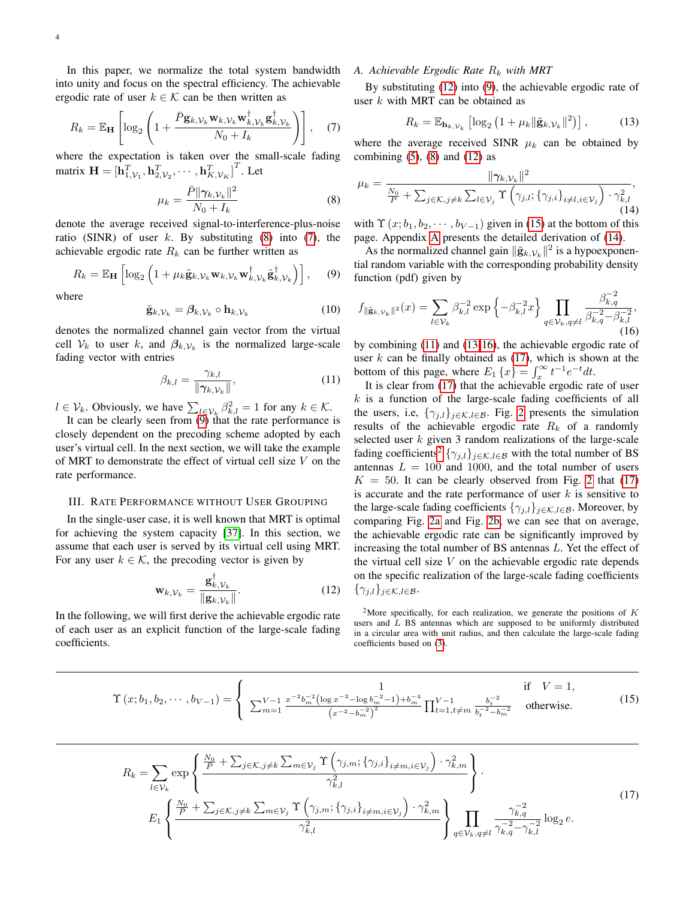In this paper, we normalize the total system bandwidth into unity and focus on the spectral efficiency. The achievable ergodic rate of user $k \in \mathcal{K}$ can be then written as

$$R_k = \mathbb{E}_{\mathbf{H}}\left[\log_2\left(1 + \frac{\bar{P}\mathbf{g}_{k,\mathcal{V}_k}\mathbf{w}_{k,\mathcal{V}_k}\mathbf{w}_{k,\mathcal{V}_k}^{\dagger}\mathbf{g}_{k,\mathcal{V}_k}^{\dagger}}{N_0 + I_k}\right)\right], \quad (7)$$

where the expectation is taken over the small-scale fading matrix $\mathbf{H} = [\mathbf{h}_{1,\mathcal{V}_1}^T, \mathbf{h}_{2,\mathcal{V}_2}^T, \cdots, \mathbf{h}_{K,\mathcal{V}_K}^T]^T$. Let

$$\mu_k = \frac{\bar{P}\|\boldsymbol{\gamma}_{k,\mathcal{V}_k}\|^2}{N_0 + I_k} \quad (8)$$

denote the average received signal-to-interference-plus-noise ratio (SINR) of user $k$. By substituting (8) into (7), the achievable ergodic rate $R_k$ can be further written as

$$R_k = \mathbb{E}_{\mathbf{H}}\left[\log_2\left(1 + \mu_k\tilde{\mathbf{g}}_{k,\mathcal{V}_k}\mathbf{w}_{k,\mathcal{V}_k}\mathbf{w}_{k,\mathcal{V}_k}^{\dagger}\tilde{\mathbf{g}}_{k,\mathcal{V}_k}^{\dagger}\right)\right], \quad (9)$$

where

$$\tilde{\mathbf{g}}_{k,\mathcal{V}_k} = \boldsymbol{\beta}_{k,\mathcal{V}_k} \circ \mathbf{h}_{k,\mathcal{V}_k} \quad (10)$$

denotes the normalized channel gain vector from the virtual cell $\mathcal{V}_k$ to user $k$, and $\boldsymbol{\beta}_{k,\mathcal{V}_k}$ is the normalized large-scale fading vector with entries

$$\beta_{k,l} = \frac{\gamma_{k,l}}{\|\boldsymbol{\gamma}_{k,\mathcal{V}_k}\|}, \quad (11)$$

$l \in \mathcal{V}_k$. Obviously, we have $\sum_{l\in\mathcal{V}_k}\beta_{k,l}^2 = 1$ for any $k \in \mathcal{K}$.

It can be clearly seen from (9) that the rate performance is closely dependent on the precoding scheme adopted by each user's virtual cell. In the next section, we will take the example of MRT to demonstrate the effect of virtual cell size $V$ on the rate performance.

## III. Rate Performance without User Grouping

In the single-user case, it is well known that MRT is optimal for achieving the system capacity [37]. In this section, we assume that each user is served by its virtual cell using MRT. For any user $k \in \mathcal{K}$, the precoding vector is given by

$$\mathbf{w}_{k,\mathcal{V}_k} = \frac{\mathbf{g}_{k,\mathcal{V}_k}^{\dagger}}{\|\mathbf{g}_{k,\mathcal{V}_k}\|}. \quad (12)$$

In the following, we will first derive the achievable ergodic rate of each user as an explicit function of the large-scale fading coefficients.

### A. Achievable Ergodic Rate $R_k$ with MRT

By substituting (12) into (9), the achievable ergodic rate of user $k$ with MRT can be obtained as

$$R_k = \mathbb{E}_{\mathbf{h}_{k,\mathcal{V}_k}}\left[\log_2\left(1 + \mu_k\|\tilde{\mathbf{g}}_{k,\mathcal{V}_k}\|^2\right)\right], \quad (13)$$

where the average received SINR $\mu_k$ can be obtained by combining (5), (8) and (12) as

$$\mu_k = \frac{\|\boldsymbol{\gamma}_{k,\mathcal{V}_k}\|^2}{\frac{N_0}{P} + \sum_{j\in\mathcal{K},j\neq k}\sum_{l\in\mathcal{V}_j}\Upsilon\left(\gamma_{j,l}; \{\gamma_{j,i}\}_{i\neq l, i\in\mathcal{V}_j}\right)\cdot\gamma_{k,l}^2}, \quad (14)$$

with $\Upsilon(x; b_1, b_2, \cdots, b_{V-1})$ given in (15) at the bottom of this page. Appendix A presents the detailed derivation of (14).

As the normalized channel gain $\|\tilde{\mathbf{g}}_{k,\mathcal{V}_k}\|^2$ is a hypoexponential random variable with the corresponding probability density function (pdf) given by

$$f_{\|\tilde{\mathbf{g}}_{k,\mathcal{V}_k}\|^2}(x) = \sum_{l\in\mathcal{V}_k}\beta_{k,l}^{-2}\exp\left\{-\beta_{k,l}^{-2}x\right\}\prod_{q\in\mathcal{V}_k,q\neq l}\frac{\beta_{k,q}^{-2}}{\beta_{k,q}^{-2} - \beta_{k,l}^{-2}}, \quad (16)$$

by combining (11) and (13)(16), the achievable ergodic rate of user $k$ can be finally obtained as (17), which is shown at the bottom of this page, where $E_1\{x\} = \int_x^{\infty} t^{-1}e^{-t}dt$.

It is clear from (17) that the achievable ergodic rate of user $k$ is a function of the large-scale fading coefficients of all the users, i.e, $\{\gamma_{j,l}\}_{j\in\mathcal{K},l\in\mathcal{B}}$. Fig. 2 presents the simulation results of the achievable ergodic rate $R_k$ of a randomly selected user $k$ given 3 random realizations of the large-scale fading coefficients[2] $\{\gamma_{j,l}\}_{j\in\mathcal{K},l\in\mathcal{B}}$ with the total number of BS antennas $L = 100$ and 1000, and the total number of users $K = 50$. It can be clearly observed from Fig. 2 that (17) is accurate and the rate performance of user $k$ is sensitive to the large-scale fading coefficients $\{\gamma_{j,l}\}_{j\in\mathcal{K},l\in\mathcal{B}}$. Moreover, by comparing Fig. 2a and Fig. 2b, we can see that on average, the achievable ergodic rate can be significantly improved by increasing the total number of BS antennas $L$. Yet the effect of the virtual cell size $V$ on the achievable ergodic rate depends on the specific realization of the large-scale fading coefficients $\{\gamma_{j,l}\}_{j\in\mathcal{K},l\in\mathcal{B}}$.

[2] More specifically, for each realization, we generate the positions of $K$ users and $L$ BS antennas which are supposed to be uniformly distributed in a circular area with unit radius, and then calculate the large-scale fading coefficients based on (3).

$$\Upsilon(x; b_1, b_2, \cdots, b_{V-1}) = \begin{cases} 1 & \text{if} \quad V = 1, \\ \sum_{m=1}^{V-1}\frac{x^{-2}b_m^{-2}\left(\log x^{-2} - \log b_m^{-2} - 1\right) + b_m^{-4}}{\left(x^{-2} - b_m^{-2}\right)^2}\prod_{t=1,t\neq m}^{V-1}\frac{b_t^{-2}}{b_t^{-2} - b_m^{-2}} & \text{otherwise.} \end{cases} \quad (15)$$

$$\begin{aligned} R_k = \sum_{l\in\mathcal{V}_k}\exp\left\{\frac{\frac{N_0}{P} + \sum_{j\in\mathcal{K},j\neq k}\sum_{m\in\mathcal{V}_j}\Upsilon\left(\gamma_{j,m}; \{\gamma_{j,i}\}_{i\neq m,i\in\mathcal{V}_j}\right)\cdot\gamma_{k,m}^2}{\gamma_{k,l}^2}\right\}\cdot \\ E_1\left\{\frac{\frac{N_0}{P} + \sum_{j\in\mathcal{K},j\neq k}\sum_{m\in\mathcal{V}_j}\Upsilon\left(\gamma_{j,m}; \{\gamma_{j,i}\}_{i\neq m,i\in\mathcal{V}_j}\right)\cdot\gamma_{k,m}^2}{\gamma_{k,l}^2}\right\}\prod_{q\in\mathcal{V}_k,q\neq l}\frac{\gamma_{k,q}^{-2}}{\gamma_{k,q}^{-2} - \gamma_{k,l}^{-2}}\log_2 e. \end{aligned} \quad (17)$$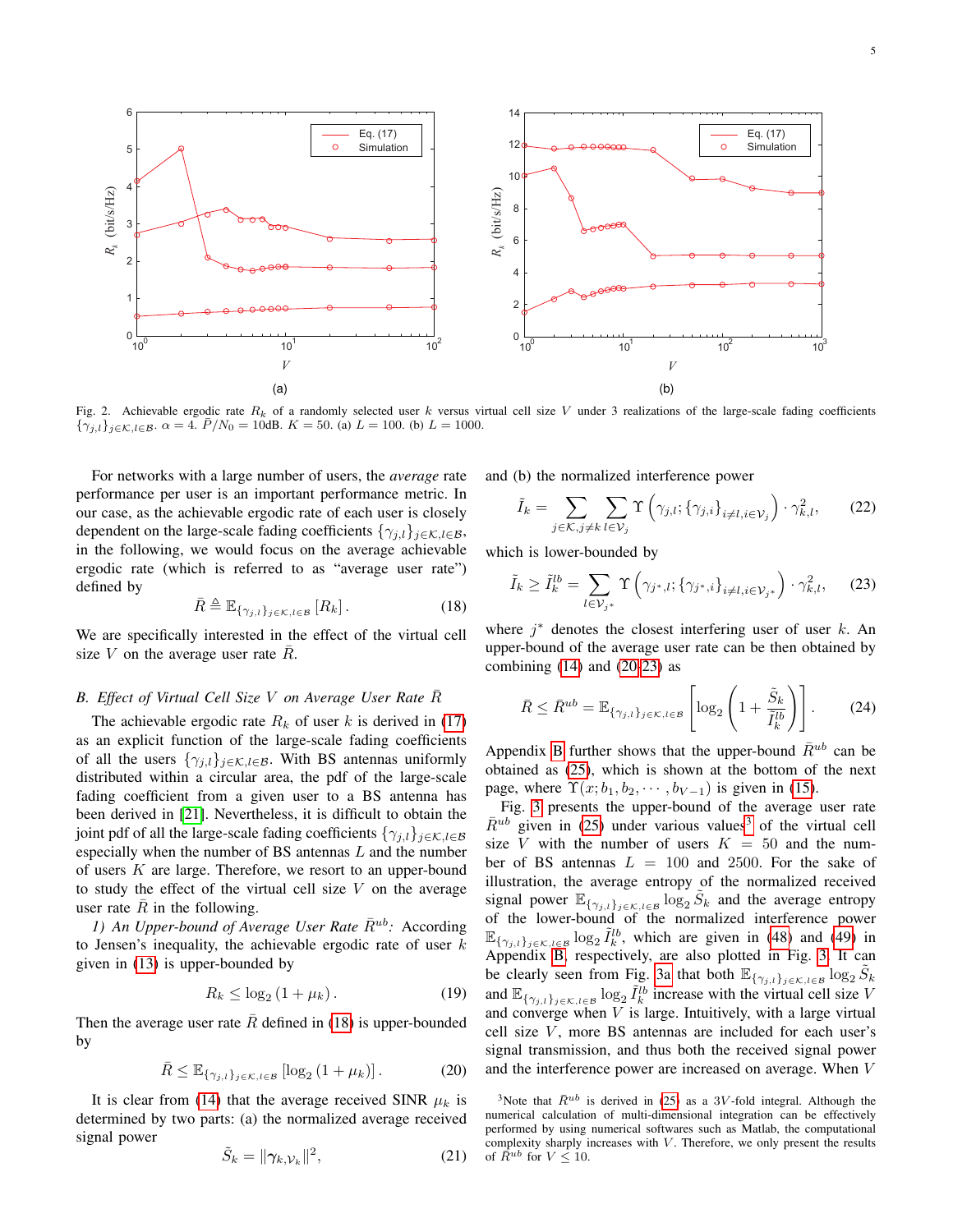Fig. 2. Achievable ergodic rate $R_k$ of a randomly selected user $k$ versus virtual cell size $V$ under 3 realizations of the large-scale fading coefficients $\{\gamma_{j,l}\}_{j\in\mathcal{K},l\in\mathcal{B}}$. $\alpha = 4$. $\bar{P}/N_0 = 10$dB. $K = 50$. (a) $L = 100$. (b) $L = 1000$.

For networks with a large number of users, the *average* rate performance per user is an important performance metric. In our case, as the achievable ergodic rate of each user is closely dependent on the large-scale fading coefficients $\{\gamma_{j,l}\}_{j\in\mathcal{K},l\in\mathcal{B}}$, in the following, we would focus on the average achievable ergodic rate (which is referred to as "average user rate") defined by

$$\bar{R} \triangleq \mathbb{E}_{\{\gamma_{j,l}\}_{j\in\mathcal{K},l\in\mathcal{B}}}\left[R_k\right]. \tag{18}$$

We are specifically interested in the effect of the virtual cell size $V$ on the average user rate $\bar{R}$.

### B. Effect of Virtual Cell Size $V$ on Average User Rate $\bar{R}$

The achievable ergodic rate $R_k$ of user $k$ is derived in (17) as an explicit function of the large-scale fading coefficients of all the users $\{\gamma_{j,l}\}_{j\in\mathcal{K},l\in\mathcal{B}}$. With BS antennas uniformly distributed within a circular area, the pdf of the large-scale fading coefficient from a given user to a BS antenna has been derived in [21]. Nevertheless, it is difficult to obtain the joint pdf of all the large-scale fading coefficients $\{\gamma_{j,l}\}_{j\in\mathcal{K},l\in\mathcal{B}}$ especially when the number of BS antennas $L$ and the number of users $K$ are large. Therefore, we resort to an upper-bound to study the effect of the virtual cell size $V$ on the average user rate $\bar{R}$ in the following.

*1) An Upper-bound of Average User Rate $\bar{R}^{ub}$:* According to Jensen's inequality, the achievable ergodic rate of user $k$ given in (13) is upper-bounded by

$$R_k \leq \log_2\left(1+\mu_k\right). \tag{19}$$

Then the average user rate $\bar{R}$ defined in (18) is upper-bounded by

$$\bar{R} \leq \mathbb{E}_{\{\gamma_{j,l}\}_{j\in\mathcal{K},l\in\mathcal{B}}}\left[\log_2\left(1+\mu_k\right)\right]. \tag{20}$$

It is clear from (14) that the average received SINR $\mu_k$ is determined by two parts: (a) the normalized average received signal power

$$\tilde{S}_k = \|\boldsymbol{\gamma}_{k,\mathcal{V}_k}\|^2, \tag{21}$$

and (b) the normalized interference power

$$\tilde{I}_k = \sum_{j\in\mathcal{K},j\neq k}\sum_{l\in\mathcal{V}_j}\Upsilon\left(\gamma_{j,l};\{\gamma_{j,i}\}_{i\neq l,i\in\mathcal{V}_j}\right)\cdot\gamma_{k,l}^2, \tag{22}$$

which is lower-bounded by

$$\tilde{I}_k \geq \tilde{I}_k^{lb} = \sum_{l\in\mathcal{V}_{j^*}}\Upsilon\left(\gamma_{j^*,l};\{\gamma_{j^*,i}\}_{i\neq l,i\in\mathcal{V}_{j^*}}\right)\cdot\gamma_{k,l}^2, \tag{23}$$

where $j^*$ denotes the closest interfering user of user $k$. An upper-bound of the average user rate can be then obtained by combining (14) and (20-23) as

$$\bar{R} \leq \bar{R}^{ub} = \mathbb{E}_{\{\gamma_{j,l}\}_{j\in\mathcal{K},l\in\mathcal{B}}}\left[\log_2\left(1+\frac{\tilde{S}_k}{\tilde{I}_k^{lb}}\right)\right]. \tag{24}$$

Appendix B further shows that the upper-bound $\bar{R}^{ub}$ can be obtained as (25), which is shown at the bottom of the next page, where $\Upsilon(x;b_1,b_2,\cdots,b_{V-1})$ is given in (15).

Fig. 3 presents the upper-bound of the average user rate $\bar{R}^{ub}$ given in (25) under various values[3] of the virtual cell size $V$ with the number of users $K = 50$ and the number of BS antennas $L = 100$ and 2500. For the sake of illustration, the average entropy of the normalized received signal power $\mathbb{E}_{\{\gamma_{j,l}\}_{j\in\mathcal{K},l\in\mathcal{B}}}\log_2\tilde{S}_k$ and the average entropy of the lower-bound of the normalized interference power $\mathbb{E}_{\{\gamma_{j,l}\}_{j\in\mathcal{K},l\in\mathcal{B}}}\log_2\tilde{I}_k^{lb}$, which are given in (48) and (49) in Appendix B, respectively, are also plotted in Fig. 3. It can be clearly seen from Fig. 3a that both $\mathbb{E}_{\{\gamma_{j,l}\}_{j\in\mathcal{K},l\in\mathcal{B}}}\log_2\tilde{S}_k$ and $\mathbb{E}_{\{\gamma_{j,l}\}_{j\in\mathcal{K},l\in\mathcal{B}}}\log_2\tilde{I}_k^{lb}$ increase with the virtual cell size $V$ and converge when $V$ is large. Intuitively, with a large virtual cell size $V$, more BS antennas are included for each user's signal transmission, and thus both the received signal power and the interference power are increased on average. When $V$

[3]Note that $\bar{R}^{ub}$ is derived in (25) as a $3V$-fold integral. Although the numerical calculation of multi-dimensional integration can be effectively performed by using numerical softwares such as Matlab, the computational complexity sharply increases with $V$. Therefore, we only present the results of $\bar{R}^{ub}$ for $V \leq 10$.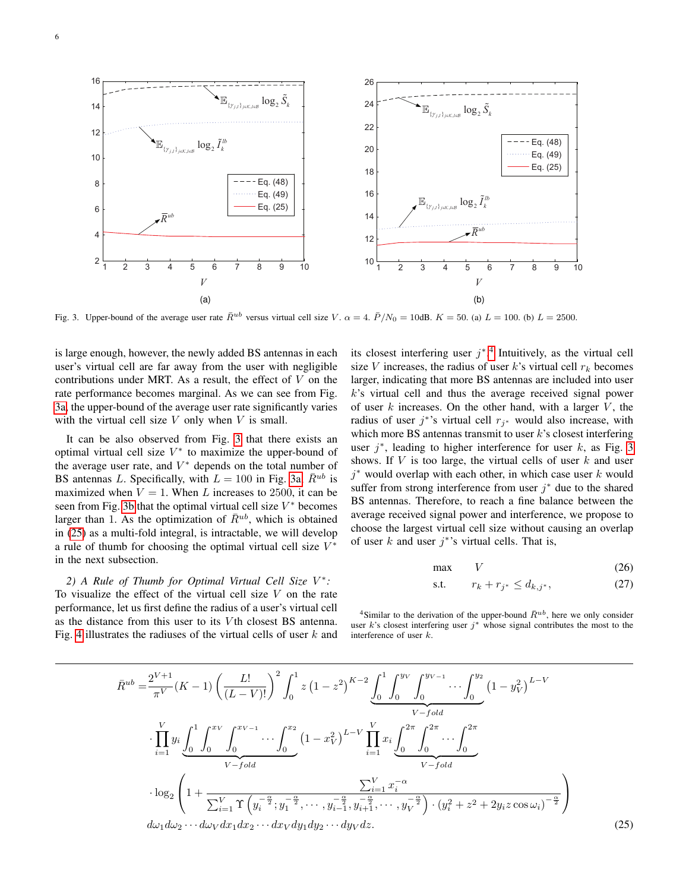Fig. 3. Upper-bound of the average user rate $\bar{R}^{ub}$ versus virtual cell size $V$. $\alpha = 4$. $\bar{P}/N_0 = 10$dB. $K = 50$. (a) $L = 100$. (b) $L = 2500$.

is large enough, however, the newly added BS antennas in each user's virtual cell are far away from the user with negligible contributions under MRT. As a result, the effect of $V$ on the rate performance becomes marginal. As we can see from Fig. 3a, the upper-bound of the average user rate significantly varies with the virtual cell size $V$ only when $V$ is small.

It can be also observed from Fig. 3 that there exists an optimal virtual cell size $V^*$ to maximize the upper-bound of the average user rate, and $V^*$ depends on the total number of BS antennas $L$. Specifically, with $L = 100$ in Fig. 3a, $\bar{R}^{ub}$ is maximized when $V = 1$. When $L$ increases to 2500, it can be seen from Fig. 3b that the optimal virtual cell size $V^*$ becomes larger than 1. As the optimization of $\bar{R}^{ub}$, which is obtained in (25) as a multi-fold integral, is intractable, we will develop a rule of thumb for choosing the optimal virtual cell size $V^*$ in the next subsection.

*2) A Rule of Thumb for Optimal Virtual Cell Size $V^*$:* To visualize the effect of the virtual cell size $V$ on the rate performance, let us first define the radius of a user's virtual cell as the distance from this user to its $V$th closest BS antenna. Fig. 4 illustrates the radiuses of the virtual cells of user $k$ and its closest interfering user $j^*$.[4] Intuitively, as the virtual cell size $V$ increases, the radius of user $k$'s virtual cell $r_k$ becomes larger, indicating that more BS antennas are included into user $k$'s virtual cell and thus the average received signal power of user $k$ increases. On the other hand, with a larger $V$, the radius of user $j^*$'s virtual cell $r_{j^*}$ would also increase, with which more BS antennas transmit to user $k$'s closest interfering user $j^*$, leading to higher interference for user $k$, as Fig. 3 shows. If $V$ is too large, the virtual cells of user $k$ and user $j^*$ would overlap with each other, in which case user $k$ would suffer from strong interference from user $j^*$ due to the shared BS antennas. Therefore, to reach a fine balance between the average received signal power and interference, we propose to choose the largest virtual cell size without causing an overlap of user $k$ and user $j^*$'s virtual cells. That is,

$$\max \quad V \tag{26}$$

$$\text{s.t.} \quad r_k + r_{j^*} \le d_{k,j^*}, \tag{27}$$

[4] Similar to the derivation of the upper-bound $\bar{R}^{ub}$, here we only consider user $k$'s closest interfering user $j^*$ whose signal contributes the most to the interference of user $k$.

$$\begin{aligned}
\bar{R}^{ub} =& \frac{2^{V+1}}{\pi^V}(K-1)\left(\frac{L!}{(L-V)!}\right)^2 \int_0^1 z\left(1-z^2\right)^{K-2} \underbrace{\int_0^1 \int_0^{y_V} \int_0^{y_{V-1}} \cdots \int_0^{y_2}}_{V-fold} \left(1-y_V^2\right)^{L-V} \\
&\cdot \prod_{i=1}^{V} y_i \underbrace{\int_0^1 \int_0^{x_V} \int_0^{x_{V-1}} \cdots \int_0^{x_2}}_{V-fold} \left(1-x_V^2\right)^{L-V} \prod_{i=1}^{V} x_i \underbrace{\int_0^{2\pi} \int_0^{2\pi} \cdots \int_0^{2\pi}}_{V-fold} \\
&\cdot \log_2\left(1 + \frac{\sum_{i=1}^{V} x_i^{-\alpha}}{\sum_{i=1}^{V} \Upsilon\left(y_i^{-\frac{\alpha}{2}}; y_1^{-\frac{\alpha}{2}}, \cdots, y_{i-1}^{-\frac{\alpha}{2}}, y_{i+1}^{-\frac{\alpha}{2}}, \cdots, y_V^{-\frac{\alpha}{2}}\right) \cdot \left(y_i^2 + z^2 + 2y_i z \cos\omega_i\right)^{-\frac{\alpha}{2}}}\right) \\
& d\omega_1 d\omega_2 \cdots d\omega_V dx_1 dx_2 \cdots dx_V dy_1 dy_2 \cdots dy_V dz.
\end{aligned} \tag{25}$$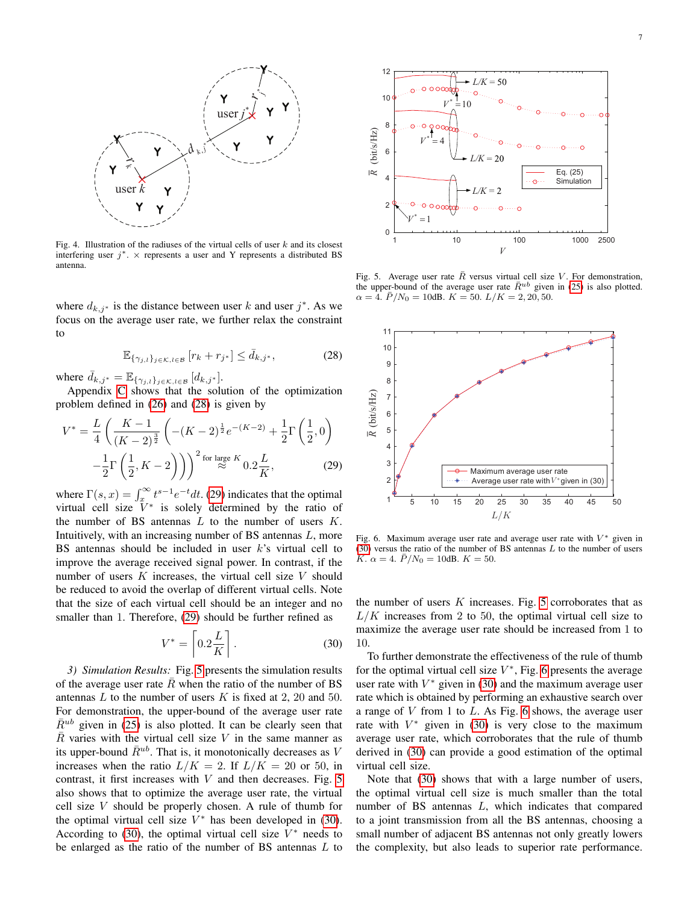Fig. 4. Illustration of the radiuses of the virtual cells of user $k$ and its closest interfering user $j^*$. $\times$ represents a user and Y represents a distributed BS antenna.

where $d_{k,j^*}$ is the distance between user $k$ and user $j^*$. As we focus on the average user rate, we further relax the constraint to

$$\mathbb{E}_{\{\gamma_{j,l}\}_{j\in\mathcal{K},l\in\mathcal{B}}}\left[r_k + r_{j^*}\right] \leq \bar{d}_{k,j^*}, \tag{28}$$

where $\bar{d}_{k,j^*} = \mathbb{E}_{\{\gamma_{j,l}\}_{j\in\mathcal{K},l\in\mathcal{B}}}\left[d_{k,j^*}\right]$.

Appendix C shows that the solution of the optimization problem defined in (26) and (28) is given by

$$V^* = \frac{L}{4}\left(\frac{K-1}{(K-2)^{\frac{3}{2}}}\left(-(K-2)^{\frac{1}{2}}e^{-(K-2)} + \frac{1}{2}\Gamma\left(\frac{1}{2},0\right) - \frac{1}{2}\Gamma\left(\frac{1}{2},K-2\right)\right)\right)^2 \overset{\text{for large } K}{\approx} 0.2\frac{L}{K}, \tag{29}$$

where $\Gamma(s,x) = \int_x^\infty t^{s-1}e^{-t}dt$. (29) indicates that the optimal virtual cell size $V^*$ is solely determined by the ratio of the number of BS antennas $L$ to the number of users $K$. Intuitively, with an increasing number of BS antennas $L$, more BS antennas should be included in user $k$'s virtual cell to improve the average received signal power. In contrast, if the number of users $K$ increases, the virtual cell size $V$ should be reduced to avoid the overlap of different virtual cells. Note that the size of each virtual cell should be an integer and no smaller than 1. Therefore, (29) should be further refined as

$$V^* = \left\lceil 0.2\frac{L}{K}\right\rceil. \tag{30}$$

*3) Simulation Results:* Fig. 5 presents the simulation results of the average user rate $\bar{R}$ when the ratio of the number of BS antennas $L$ to the number of users $K$ is fixed at 2, 20 and 50. For demonstration, the upper-bound of the average user rate $\bar{R}^{ub}$ given in (25) is also plotted. It can be clearly seen that $\bar{R}$ varies with the virtual cell size $V$ in the same manner as its upper-bound $\bar{R}^{ub}$. That is, it monotonically decreases as $V$ increases when the ratio $L/K = 2$. If $L/K = 20$ or 50, in contrast, it first increases with $V$ and then decreases. Fig. 5 also shows that to optimize the average user rate, the virtual cell size $V$ should be properly chosen. A rule of thumb for the optimal virtual cell size $V^*$ has been developed in (30). According to (30), the optimal virtual cell size $V^*$ needs to be enlarged as the ratio of the number of BS antennas $L$ to the number of users $K$ increases. Fig. 5 corroborates that as $L/K$ increases from 2 to 50, the optimal virtual cell size to maximize the average user rate should be increased from 1 to 10.

Fig. 5. Average user rate $\bar{R}$ versus virtual cell size $V$. For demonstration, the upper-bound of the average user rate $\bar{R}^{ub}$ given in (25) is also plotted. $\alpha = 4$. $\bar{P}/N_0 = 10$dB. $K = 50$. $L/K = 2, 20, 50$.

Fig. 6. Maximum average user rate and average user rate with $V^*$ given in (30) versus the ratio of the number of BS antennas $L$ to the number of users $K$. $\alpha = 4$. $\bar{P}/N_0 = 10$dB. $K = 50$.

To further demonstrate the effectiveness of the rule of thumb for the optimal virtual cell size $V^*$, Fig. 6 presents the average user rate with $V^*$ given in (30) and the maximum average user rate which is obtained by performing an exhaustive search over a range of $V$ from 1 to $L$. As Fig. 6 shows, the average user rate with $V^*$ given in (30) is very close to the maximum average user rate, which corroborates that the rule of thumb derived in (30) can provide a good estimation of the optimal virtual cell size.

Note that (30) shows that with a large number of users, the optimal virtual cell size is much smaller than the total number of BS antennas $L$, which indicates that compared to a joint transmission from all the BS antennas, choosing a small number of adjacent BS antennas not only greatly lowers the complexity, but also leads to superior rate performance.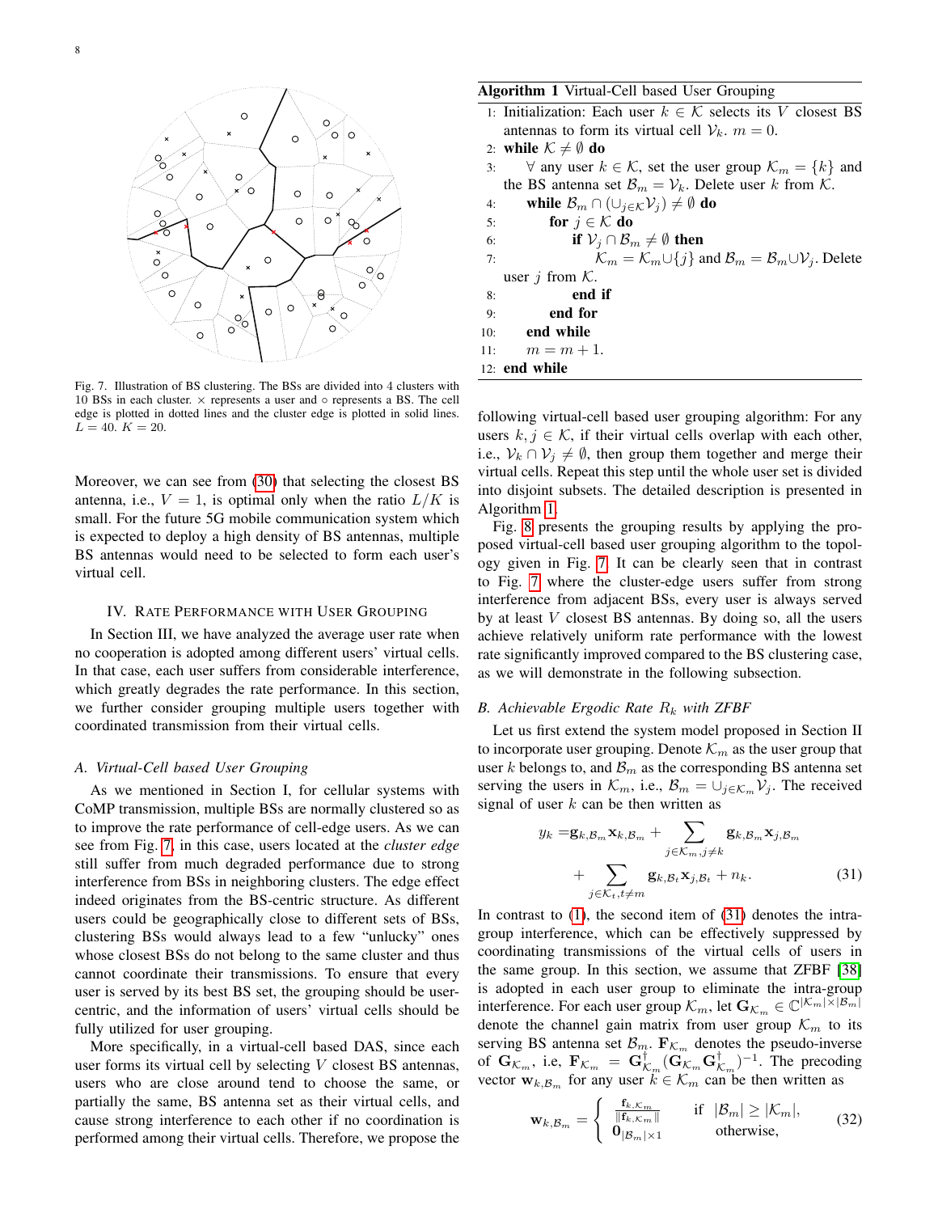Fig. 7. Illustration of BS clustering. The BSs are divided into 4 clusters with 10 BSs in each cluster. × represents a user and ○ represents a BS. The cell edge is plotted in dotted lines and the cluster edge is plotted in solid lines. $L = 40$. $K = 20$.

Moreover, we can see from (30) that selecting the closest BS antenna, i.e., $V = 1$, is optimal only when the ratio $L/K$ is small. For the future 5G mobile communication system which is expected to deploy a high density of BS antennas, multiple BS antennas would need to be selected to form each user's virtual cell.

## IV. Rate Performance with User Grouping

In Section III, we have analyzed the average user rate when no cooperation is adopted among different users' virtual cells. In that case, each user suffers from considerable interference, which greatly degrades the rate performance. In this section, we further consider grouping multiple users together with coordinated transmission from their virtual cells.

### A. Virtual-Cell based User Grouping

As we mentioned in Section I, for cellular systems with CoMP transmission, multiple BSs are normally clustered so as to improve the rate performance of cell-edge users. As we can see from Fig. 7, in this case, users located at the *cluster edge* still suffer from much degraded performance due to strong interference from BSs in neighboring clusters. The edge effect indeed originates from the BS-centric structure. As different users could be geographically close to different sets of BSs, clustering BSs would always lead to a few "unlucky" ones whose closest BSs do not belong to the same cluster and thus cannot coordinate their transmissions. To ensure that every user is served by its best BS set, the grouping should be user-centric, and the information of users' virtual cells should be fully utilized for user grouping.

More specifically, in a virtual-cell based DAS, since each user forms its virtual cell by selecting $V$ closest BS antennas, users who are close around tend to choose the same, or partially the same, BS antenna set as their virtual cells, and cause strong interference to each other if no coordination is performed among their virtual cells. Therefore, we propose the following virtual-cell based user grouping algorithm: For any users $k, j \in \mathcal{K}$, if their virtual cells overlap with each other, i.e., $\mathcal{V}_k \cap \mathcal{V}_j \neq \emptyset$, then group them together and merge their virtual cells. Repeat this step until the whole user set is divided into disjoint subsets. The detailed description is presented in Algorithm 1.

**Algorithm 1** Virtual-Cell based User Grouping

```
1:  Initialization: Each user k ∈ 𝒦 selects its V closest BS
    antennas to form its virtual cell 𝒱_k. m = 0.
2:  while 𝒦 ≠ ∅ do
3:      ∀ any user k ∈ 𝒦, set the user group 𝒦_m = {k} and
    the BS antenna set ℬ_m = 𝒱_k. Delete user k from 𝒦.
4:      while ℬ_m ∩ (∪_{j∈𝒦} 𝒱_j) ≠ ∅ do
5:          for j ∈ 𝒦 do
6:              if 𝒱_j ∩ ℬ_m ≠ ∅ then
7:                  𝒦_m = 𝒦_m ∪ {j} and ℬ_m = ℬ_m ∪ 𝒱_j. Delete
    user j from 𝒦.
8:              end if
9:          end for
10:     end while
11:     m = m + 1.
12: end while
```

Fig. 8 presents the grouping results by applying the proposed virtual-cell based user grouping algorithm to the topology given in Fig. 7. It can be clearly seen that in contrast to Fig. 7 where the cluster-edge users suffer from strong interference from adjacent BSs, every user is always served by at least $V$ closest BS antennas. By doing so, all the users achieve relatively uniform rate performance with the lowest rate significantly improved compared to the BS clustering case, as we will demonstrate in the following subsection.

### B. Achievable Ergodic Rate $R_k$ with ZFBF

Let us first extend the system model proposed in Section II to incorporate user grouping. Denote $\mathcal{K}_m$ as the user group that user $k$ belongs to, and $\mathcal{B}_m$ as the corresponding BS antenna set serving the users in $\mathcal{K}_m$, i.e., $\mathcal{B}_m = \cup_{j \in \mathcal{K}_m} \mathcal{V}_j$. The received signal of user $k$ can be then written as

$$y_k = \mathbf{g}_{k,\mathcal{B}_m} \mathbf{x}_{k,\mathcal{B}_m} + \sum_{j \in \mathcal{K}_m, j \neq k} \mathbf{g}_{k,\mathcal{B}_m} \mathbf{x}_{j,\mathcal{B}_m} + \sum_{j \in \mathcal{K}_t, t \neq m} \mathbf{g}_{k,\mathcal{B}_t} \mathbf{x}_{j,\mathcal{B}_t} + n_k. \tag{31}$$

In contrast to (1), the second item of (31) denotes the intra-group interference, which can be effectively suppressed by coordinating transmissions of the virtual cells of users in the same group. In this section, we assume that ZFBF [38] is adopted in each user group to eliminate the intra-group interference. For each user group $\mathcal{K}_m$, let $\mathbf{G}_{\mathcal{K}_m} \in \mathbb{C}^{|\mathcal{K}_m| \times |\mathcal{B}_m|}$ denote the channel gain matrix from user group $\mathcal{K}_m$ to its serving BS antenna set $\mathcal{B}_m$. $\mathbf{F}_{\mathcal{K}_m}$ denotes the pseudo-inverse of $\mathbf{G}_{\mathcal{K}_m}$, i.e, $\mathbf{F}_{\mathcal{K}_m} = \mathbf{G}_{\mathcal{K}_m}^{\dagger} (\mathbf{G}_{\mathcal{K}_m} \mathbf{G}_{\mathcal{K}_m}^{\dagger})^{-1}$. The precoding vector $\mathbf{w}_{k,\mathcal{B}_m}$ for any user $k \in \mathcal{K}_m$ can be then written as

$$\mathbf{w}_{k,\mathcal{B}_m} = \begin{cases} \frac{\mathbf{f}_{k,\mathcal{K}_m}}{\|\mathbf{f}_{k,\mathcal{K}_m}\|} & \text{if } |\mathcal{B}_m| \geq |\mathcal{K}_m|, \\ \mathbf{0}_{|\mathcal{B}_m| \times 1} & \text{otherwise}, \end{cases} \tag{32}$$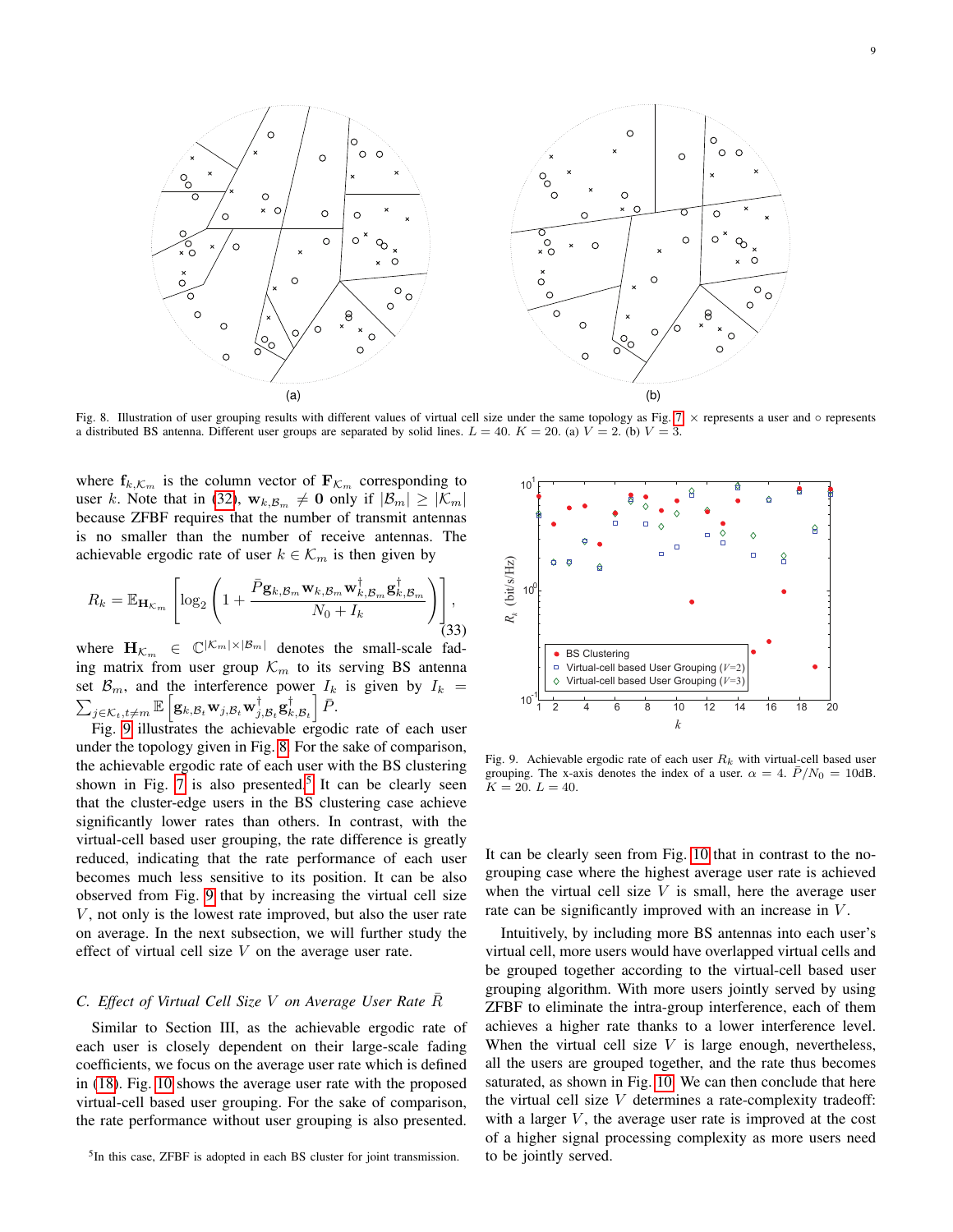Fig. 8. Illustration of user grouping results with different values of virtual cell size under the same topology as Fig. 7. × represents a user and ○ represents a distributed BS antenna. Different user groups are separated by solid lines. $L = 40$. $K = 20$. (a) $V = 2$. (b) $V = 3$.

where $\mathbf{f}_{k,\mathcal{K}_m}$ is the column vector of $\mathbf{F}_{\mathcal{K}_m}$ corresponding to user $k$. Note that in (32), $\mathbf{w}_{k,\mathcal{B}_m} \neq \mathbf{0}$ only if $|\mathcal{B}_m| \geq |\mathcal{K}_m|$ because ZFBF requires that the number of transmit antennas is no smaller than the number of receive antennas. The achievable ergodic rate of user $k \in \mathcal{K}_m$ is then given by

$$R_k = \mathbb{E}_{\mathbf{H}_{\mathcal{K}_m}}\left[\log_2\left(1 + \frac{\bar{P}\mathbf{g}_{k,\mathcal{B}_m}\mathbf{w}_{k,\mathcal{B}_m}\mathbf{w}_{k,\mathcal{B}_m}^{\dagger}\mathbf{g}_{k,\mathcal{B}_m}^{\dagger}}{N_0 + I_k}\right)\right], \tag{33}$$

where $\mathbf{H}_{\mathcal{K}_m} \in \mathbb{C}^{|\mathcal{K}_m|\times|\mathcal{B}_m|}$ denotes the small-scale fading matrix from user group $\mathcal{K}_m$ to its serving BS antenna set $\mathcal{B}_m$, and the interference power $I_k$ is given by $I_k = \sum_{j\in\mathcal{K}_t, t\neq m}\mathbb{E}\left[\mathbf{g}_{k,\mathcal{B}_t}\mathbf{w}_{j,\mathcal{B}_t}\mathbf{w}_{j,\mathcal{B}_t}^{\dagger}\mathbf{g}_{k,\mathcal{B}_t}^{\dagger}\right]\bar{P}$.

Fig. 9 illustrates the achievable ergodic rate of each user under the topology given in Fig. 8. For the sake of comparison, the achievable ergodic rate of each user with the BS clustering shown in Fig. 7 is also presented.[5] It can be clearly seen that the cluster-edge users in the BS clustering case achieve significantly lower rates than others. In contrast, with the virtual-cell based user grouping, the rate difference is greatly reduced, indicating that the rate performance of each user becomes much less sensitive to its position. It can be also observed from Fig. 9 that by increasing the virtual cell size $V$, not only is the lowest rate improved, but also the user rate on average. In the next subsection, we will further study the effect of virtual cell size $V$ on the average user rate.

### C. Effect of Virtual Cell Size $V$ on Average User Rate $\bar{R}$

Similar to Section III, as the achievable ergodic rate of each user is closely dependent on their large-scale fading coefficients, we focus on the average user rate which is defined in (18). Fig. 10 shows the average user rate with the proposed virtual-cell based user grouping. For the sake of comparison, the rate performance without user grouping is also presented.

[5] In this case, ZFBF is adopted in each BS cluster for joint transmission.

Fig. 9. Achievable ergodic rate of each user $R_k$ with virtual-cell based user grouping. The x-axis denotes the index of a user. $\alpha = 4$. $\bar{P}/N_0 = 10$dB. $K = 20$. $L = 40$.

It can be clearly seen from Fig. 10 that in contrast to the no-grouping case where the highest average user rate is achieved when the virtual cell size $V$ is small, here the average user rate can be significantly improved with an increase in $V$.

Intuitively, by including more BS antennas into each user's virtual cell, more users would have overlapped virtual cells and be grouped together according to the virtual-cell based user grouping algorithm. With more users jointly served by using ZFBF to eliminate the intra-group interference, each of them achieves a higher rate thanks to a lower interference level. When the virtual cell size $V$ is large enough, nevertheless, all the users are grouped together, and the rate thus becomes saturated, as shown in Fig. 10. We can then conclude that here the virtual cell size $V$ determines a rate-complexity tradeoff: with a larger $V$, the average user rate is improved at the cost of a higher signal processing complexity as more users need to be jointly served.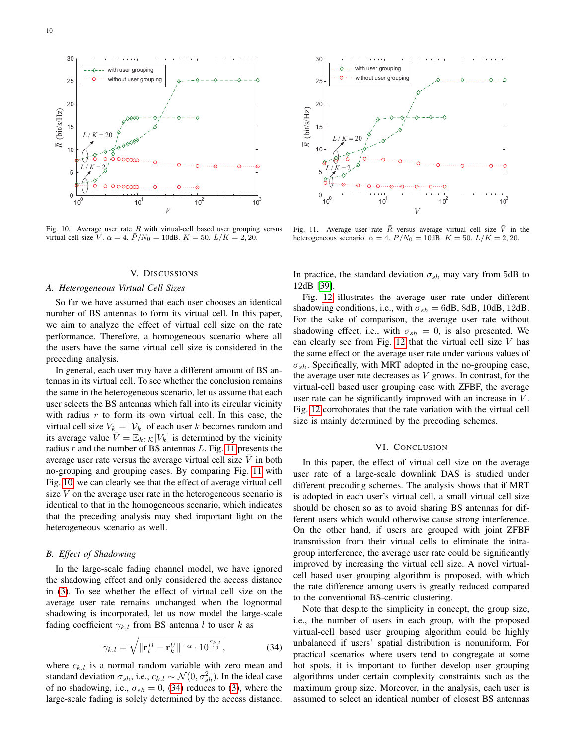Fig. 10. Average user rate $\bar{R}$ with virtual-cell based user grouping versus virtual cell size $V$. $\alpha = 4$. $\bar{P}/N_0 = 10$dB. $K = 50$. $L/K = 2, 20$.

Fig. 11. Average user rate $\bar{R}$ versus average virtual cell size $\bar{V}$ in the heterogeneous scenario. $\alpha = 4$. $\bar{P}/N_0 = 10$dB. $K = 50$. $L/K = 2, 20$.

## V. Discussions

### A. Heterogeneous Virtual Cell Sizes

So far we have assumed that each user chooses an identical number of BS antennas to form its virtual cell. In this paper, we aim to analyze the effect of virtual cell size on the rate performance. Therefore, a homogeneous scenario where all the users have the same virtual cell size is considered in the preceding analysis.

In general, each user may have a different amount of BS antennas in its virtual cell. To see whether the conclusion remains the same in the heterogeneous scenario, let us assume that each user selects the BS antennas which fall into its circular vicinity with radius $r$ to form its own virtual cell. In this case, the virtual cell size $V_k = |\mathcal{V}_k|$ of each user $k$ becomes random and its average value $\bar{V} = \mathbb{E}_{k\in\mathcal{K}}[V_k]$ is determined by the vicinity radius $r$ and the number of BS antennas $L$. Fig. 11 presents the average user rate versus the average virtual cell size $\bar{V}$ in both no-grouping and grouping cases. By comparing Fig. 11 with Fig. 10, we can clearly see that the effect of average virtual cell size $\bar{V}$ on the average user rate in the heterogeneous scenario is identical to that in the homogeneous scenario, which indicates that the preceding analysis may shed important light on the heterogeneous scenario as well.

### B. Effect of Shadowing

In the large-scale fading channel model, we have ignored the shadowing effect and only considered the access distance in (3). To see whether the effect of virtual cell size on the average user rate remains unchanged when the lognormal shadowing is incorporated, let us now model the large-scale fading coefficient $\gamma_{k,l}$ from BS antenna $l$ to user $k$ as

$$\gamma_{k,l} = \sqrt{\|\mathbf{r}_l^B - \mathbf{r}_k^U\|^{-\alpha} \cdot 10^{\frac{c_{k,l}}{10}}}, \tag{34}$$

where $c_{k,l}$ is a normal random variable with zero mean and standard deviation $\sigma_{sh}$, i.e., $c_{k,l} \sim \mathcal{N}(0, \sigma_{sh}^2)$. In the ideal case of no shadowing, i.e., $\sigma_{sh} = 0$, (34) reduces to (3), where the large-scale fading is solely determined by the access distance. In practice, the standard deviation $\sigma_{sh}$ may vary from 5dB to 12dB [39].

Fig. 12 illustrates the average user rate under different shadowing conditions, i.e., with $\sigma_{sh} = 6$dB, 8dB, 10dB, 12dB. For the sake of comparison, the average user rate without shadowing effect, i.e., with $\sigma_{sh} = 0$, is also presented. We can clearly see from Fig. 12 that the virtual cell size $V$ has the same effect on the average user rate under various values of $\sigma_{sh}$. Specifically, with MRT adopted in the no-grouping case, the average user rate decreases as $V$ grows. In contrast, for the virtual-cell based user grouping case with ZFBF, the average user rate can be significantly improved with an increase in $V$. Fig. 12 corroborates that the rate variation with the virtual cell size is mainly determined by the precoding schemes.

## VI. Conclusion

In this paper, the effect of virtual cell size on the average user rate of a large-scale downlink DAS is studied under different precoding schemes. The analysis shows that if MRT is adopted in each user's virtual cell, a small virtual cell size should be chosen so as to avoid sharing BS antennas for different users which would otherwise cause strong interference. On the other hand, if users are grouped with joint ZFBF transmission from their virtual cells to eliminate the intra-group interference, the average user rate could be significantly improved by increasing the virtual cell size. A novel virtual-cell based user grouping algorithm is proposed, with which the rate difference among users is greatly reduced compared to the conventional BS-centric clustering.

Note that despite the simplicity in concept, the group size, i.e., the number of users in each group, with the proposed virtual-cell based user grouping algorithm could be highly unbalanced if users' spatial distribution is nonuniform. For practical scenarios where users tend to congregate at some hot spots, it is important to further develop user grouping algorithms under certain complexity constraints such as the maximum group size. Moreover, in the analysis, each user is assumed to select an identical number of closest BS antennas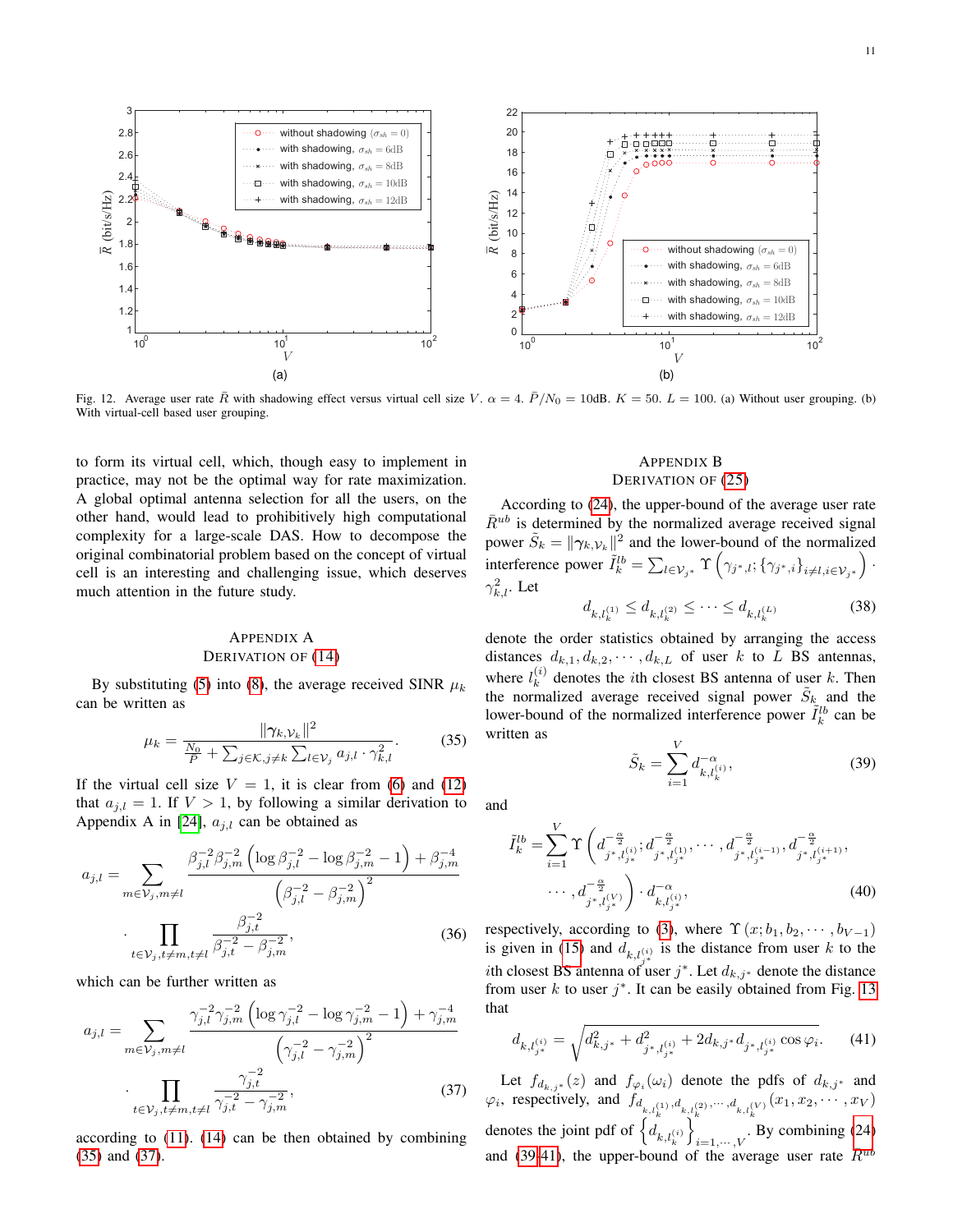Fig. 12. Average user rate $\bar{R}$ with shadowing effect versus virtual cell size $V$. $\alpha = 4$. $\bar{P}/N_0 = 10$dB. $K = 50$. $L = 100$. (a) Without user grouping. (b) With virtual-cell based user grouping.

to form its virtual cell, which, though easy to implement in practice, may not be the optimal way for rate maximization. A global optimal antenna selection for all the users, on the other hand, would lead to prohibitively high computational complexity for a large-scale DAS. How to decompose the original combinatorial problem based on the concept of virtual cell is an interesting and challenging issue, which deserves much attention in the future study.

## Appendix A
## Derivation of (14)

By substituting (5) into (8), the average received SINR $\mu_k$ can be written as

$$\mu_k = \frac{\|\gamma_{k,\mathcal{V}_k}\|^2}{\frac{N_0}{\bar{P}} + \sum_{j\in\mathcal{K},j\neq k}\sum_{l\in\mathcal{V}_j} a_{j,l}\cdot\gamma_{k,l}^2}. \tag{35}$$

If the virtual cell size $V = 1$, it is clear from (6) and (12) that $a_{j,l} = 1$. If $V > 1$, by following a similar derivation to Appendix A in [24], $a_{j,l}$ can be obtained as

$$a_{j,l} = \sum_{m\in\mathcal{V}_j,m\neq l} \frac{\beta_{j,l}^{-2}\beta_{j,m}^{-2}\left(\log\beta_{j,l}^{-2} - \log\beta_{j,m}^{-2} - 1\right) + \beta_{j,m}^{-4}}{\left(\beta_{j,l}^{-2} - \beta_{j,m}^{-2}\right)^2} \cdot \prod_{t\in\mathcal{V}_j,t\neq m,t\neq l} \frac{\beta_{j,t}^{-2}}{\beta_{j,t}^{-2} - \beta_{j,m}^{-2}}, \tag{36}$$

which can be further written as

$$a_{j,l} = \sum_{m\in\mathcal{V}_j,m\neq l} \frac{\gamma_{j,l}^{-2}\gamma_{j,m}^{-2}\left(\log\gamma_{j,l}^{-2} - \log\gamma_{j,m}^{-2} - 1\right) + \gamma_{j,m}^{-4}}{\left(\gamma_{j,l}^{-2} - \gamma_{j,m}^{-2}\right)^2} \cdot \prod_{t\in\mathcal{V}_j,t\neq m,t\neq l} \frac{\gamma_{j,t}^{-2}}{\gamma_{j,t}^{-2} - \gamma_{j,m}^{-2}}, \tag{37}$$

according to (11). (14) can be then obtained by combining (35) and (37).

## Appendix B
## Derivation of (25)

According to (24), the upper-bound of the average user rate $\bar{R}^{ub}$ is determined by the normalized average received signal power $\tilde{S}_k = \|\gamma_{k,\mathcal{V}_k}\|^2$ and the lower-bound of the normalized interference power $\tilde{I}_k^{lb} = \sum_{l\in\mathcal{V}_{j^*}} \Upsilon\left(\gamma_{j^*,l}; \{\gamma_{j^*,i}\}_{i\neq l, i\in\mathcal{V}_{j^*}}\right)\cdot\gamma_{k,l}^2$. Let

$$d_{k,l_k^{(1)}} \leq d_{k,l_k^{(2)}} \leq \cdots \leq d_{k,l_k^{(L)}} \tag{38}$$

denote the order statistics obtained by arranging the access distances $d_{k,1}, d_{k,2}, \cdots, d_{k,L}$ of user $k$ to $L$ BS antennas, where $l_k^{(i)}$ denotes the $i$th closest BS antenna of user $k$. Then the normalized average received signal power $\tilde{S}_k$ and the lower-bound of the normalized interference power $\tilde{I}_k^{lb}$ can be written as

$$\tilde{S}_k = \sum_{i=1}^{V} d_{k,l_k^{(i)}}^{-\alpha}, \tag{39}$$

and

$$\tilde{I}_k^{lb} = \sum_{i=1}^{V} \Upsilon\left(d_{j^*,l_{j^*}^{(i)}}^{-\frac{\alpha}{2}}; d_{j^*,l_{j^*}^{(1)}}^{-\frac{\alpha}{2}}, \cdots, d_{j^*,l_{j^*}^{(i-1)}}^{-\frac{\alpha}{2}}, d_{j^*,l_{j^*}^{(i+1)}}^{-\frac{\alpha}{2}}, \cdots, d_{j^*,l_{j^*}^{(V)}}^{-\frac{\alpha}{2}}\right)\cdot d_{k,l_{j^*}^{(i)}}^{-\alpha}, \tag{40}$$

respectively, according to (3), where $\Upsilon(x; b_1, b_2, \cdots, b_{V-1})$ is given in (15) and $d_{k,l_{j^*}^{(i)}}$ is the distance from user $k$ to the $i$th closest BS antenna of user $j^*$. Let $d_{k,j^*}$ denote the distance from user $k$ to user $j^*$. It can be easily obtained from Fig. 13 that

$$d_{k,l_{j^*}^{(i)}} = \sqrt{d_{k,j^*}^2 + d_{j^*,l_{j^*}^{(i)}}^2 + 2d_{k,j^*}d_{j^*,l_{j^*}^{(i)}}\cos\varphi_i}. \tag{41}$$

Let $f_{d_{k,j^*}}(z)$ and $f_{\varphi_i}(\omega_i)$ denote the pdfs of $d_{k,j^*}$ and $\varphi_i$, respectively, and $f_{d_{k,l_k^{(1)}},d_{k,l_k^{(2)}},\cdots,d_{k,l_k^{(V)}}}(x_1, x_2, \cdots, x_V)$ denotes the joint pdf of $\left\{d_{k,l_k^{(i)}}\right\}_{i=1,\cdots,V}$. By combining (24) and (39-41), the upper-bound of the average user rate $\bar{R}^{ub}$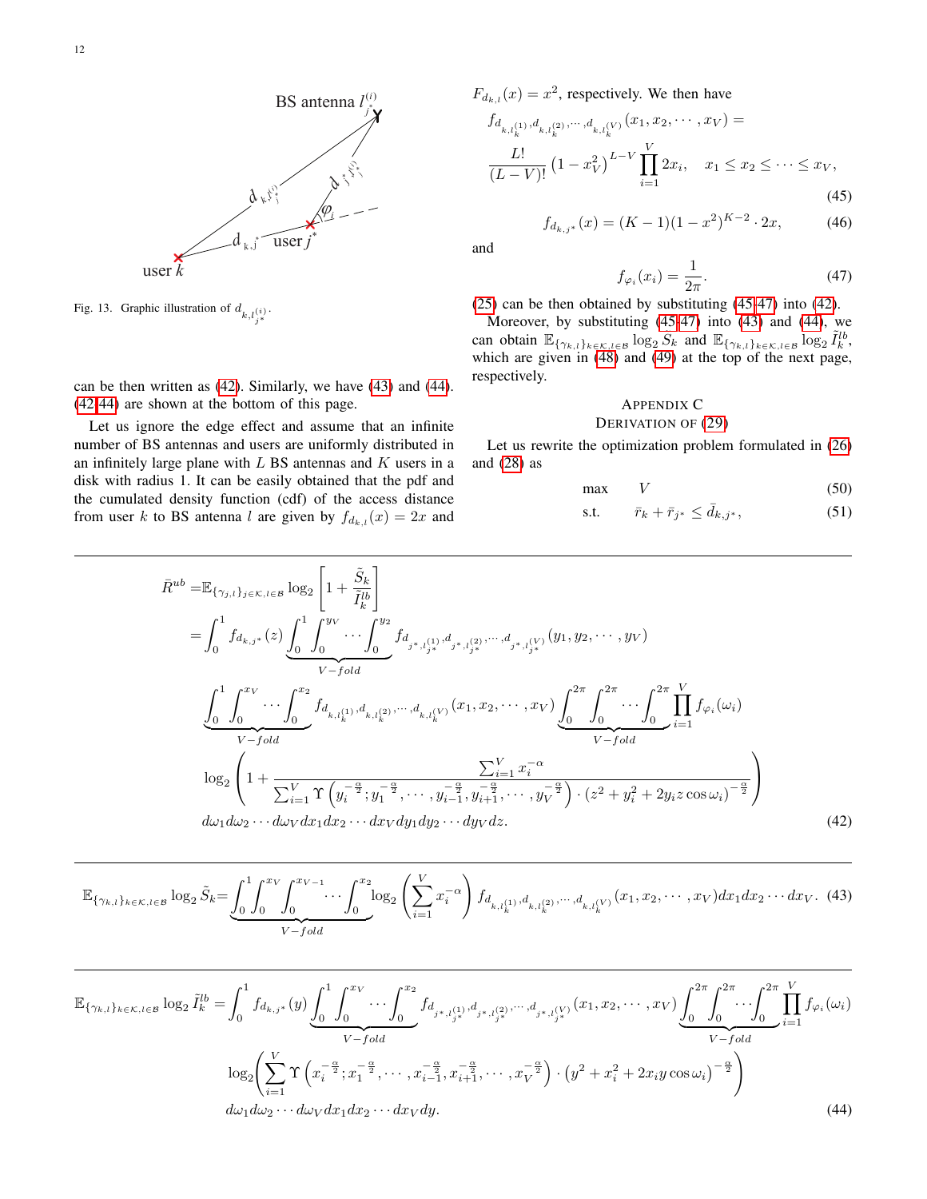Fig. 13. Graphic illustration of $d_{k,l_{j^*}^{(i)}}$.

can be then written as (42). Similarly, we have (43) and (44). (42)-(44) are shown at the bottom of this page.

Let us ignore the edge effect and assume that an infinite number of BS antennas and users are uniformly distributed in an infinitely large plane with $L$ BS antennas and $K$ users in a disk with radius 1. It can be easily obtained that the pdf and the cumulated density function (cdf) of the access distance from user $k$ to BS antenna $l$ are given by $f_{d_{k,l}}(x) = 2x$ and $F_{d_{k,l}}(x) = x^2$, respectively. We then have

$$f_{d_{k,l_k^{(1)}},d_{k,l_k^{(2)}},\cdots,d_{k,l_k^{(V)}}}(x_1,x_2,\cdots,x_V) = \frac{L!}{(L-V)!}\left(1-x_V^2\right)^{L-V}\prod_{i=1}^{V}2x_i, \quad x_1 \le x_2 \le \cdots \le x_V, \tag{45}$$

$$f_{d_{k,j^*}}(x) = (K-1)(1-x^2)^{K-2}\cdot 2x, \tag{46}$$

and

$$f_{\varphi_i}(x_i) = \frac{1}{2\pi}. \tag{47}$$

(25) can be then obtained by substituting (45-47) into (42).

Moreover, by substituting (45-47) into (43) and (44), we can obtain $\mathbb{E}_{\{\gamma_{k,l}\}_{k\in\mathcal{K},l\in\mathcal{B}}}\log_2 S_k$ and $\mathbb{E}_{\{\gamma_{k,l}\}_{k\in\mathcal{K},l\in\mathcal{B}}}\log_2 \tilde{I}_k^{lb}$, which are given in (48) and (49) at the top of the next page, respectively.

## Appendix C
## Derivation of (29)

Let us rewrite the optimization problem formulated in (26) and (28) as

$$\max \quad V \tag{50}$$

$$\text{s.t.} \quad \bar{r}_k + \bar{r}_{j^*} \le \bar{d}_{k,j^*}, \tag{51}$$

---

$$\begin{aligned}
\bar{R}^{ub} =& \mathbb{E}_{\{\gamma_{j,l}\}_{j\in\mathcal{K},l\in\mathcal{B}}}\log_2\left[1+\frac{\tilde{S}_k}{\tilde{I}_k^{lb}}\right] \\
=& \int_0^1 f_{d_{k,j^*}}(z)\underbrace{\int_0^1\int_0^{y_V}\cdots\int_0^{y_2}}_{V-fold} f_{d_{j^*,l_{j^*}^{(1)}},d_{j^*,l_{j^*}^{(2)}},\cdots,d_{j^*,l_{j^*}^{(V)}}}(y_1,y_2,\cdots,y_V) \\
&\underbrace{\int_0^1\int_0^{x_V}\cdots\int_0^{x_2}}_{V-fold} f_{d_{k,l_k^{(1)}},d_{k,l_k^{(2)}},\cdots,d_{k,l_k^{(V)}}}(x_1,x_2,\cdots,x_V)\underbrace{\int_0^{2\pi}\int_0^{2\pi}\cdots\int_0^{2\pi}}_{V-fold}\prod_{i=1}^{V}f_{\varphi_i}(\omega_i) \\
&\log_2\left(1+\frac{\sum_{i=1}^{V}x_i^{-\alpha}}{\sum_{i=1}^{V}\Upsilon\left(y_i^{-\frac{\alpha}{2}};y_1^{-\frac{\alpha}{2}},\cdots,y_{i-1}^{-\frac{\alpha}{2}},y_{i+1}^{-\frac{\alpha}{2}},\cdots,y_V^{-\frac{\alpha}{2}}\right)\cdot\left(z^2+y_i^2+2y_iz\cos\omega_i\right)^{-\frac{\alpha}{2}}}\right) \\
&d\omega_1 d\omega_2\cdots d\omega_V dx_1 dx_2\cdots dx_V dy_1 dy_2\cdots dy_V dz.
\end{aligned} \tag{42}$$

---

$$\mathbb{E}_{\{\gamma_{k,l}\}_{k\in\mathcal{K},l\in\mathcal{B}}}\log_2\tilde{S}_k = \underbrace{\int_0^1\int_0^{x_V}\int_0^{x_{V-1}}\cdots\int_0^{x_2}}_{V-fold}\log_2\left(\sum_{i=1}^{V}x_i^{-\alpha}\right)f_{d_{k,l_k^{(1)}},d_{k,l_k^{(2)}},\cdots,d_{k,l_k^{(V)}}}(x_1,x_2,\cdots,x_V)dx_1dx_2\cdots dx_V. \tag{43}$$

---

$$\begin{aligned}
\mathbb{E}_{\{\gamma_{k,l}\}_{k\in\mathcal{K},l\in\mathcal{B}}}\log_2\tilde{I}_k^{lb} =& \int_0^1 f_{d_{k,j^*}}(y)\underbrace{\int_0^1\int_0^{x_V}\cdots\int_0^{x_2}}_{V-fold}f_{d_{j^*,l_{j^*}^{(1)}},d_{j^*,l_{j^*}^{(2)}},\cdots,d_{j^*,l_{j^*}^{(V)}}}(x_1,x_2,\cdots,x_V)\underbrace{\int_0^{2\pi}\int_0^{2\pi}\cdots\int_0^{2\pi}}_{V-fold}\prod_{i=1}^{V}f_{\varphi_i}(\omega_i) \\
&\log_2\left(\sum_{i=1}^{V}\Upsilon\left(x_i^{-\frac{\alpha}{2}};x_1^{-\frac{\alpha}{2}},\cdots,x_{i-1}^{-\frac{\alpha}{2}},x_{i+1}^{-\frac{\alpha}{2}},\cdots,x_V^{-\frac{\alpha}{2}}\right)\cdot\left(y^2+x_i^2+2x_iy\cos\omega_i\right)^{-\frac{\alpha}{2}}\right) \\
&d\omega_1d\omega_2\cdots d\omega_V dx_1dx_2\cdots dx_V dy.
\end{aligned} \tag{44}$$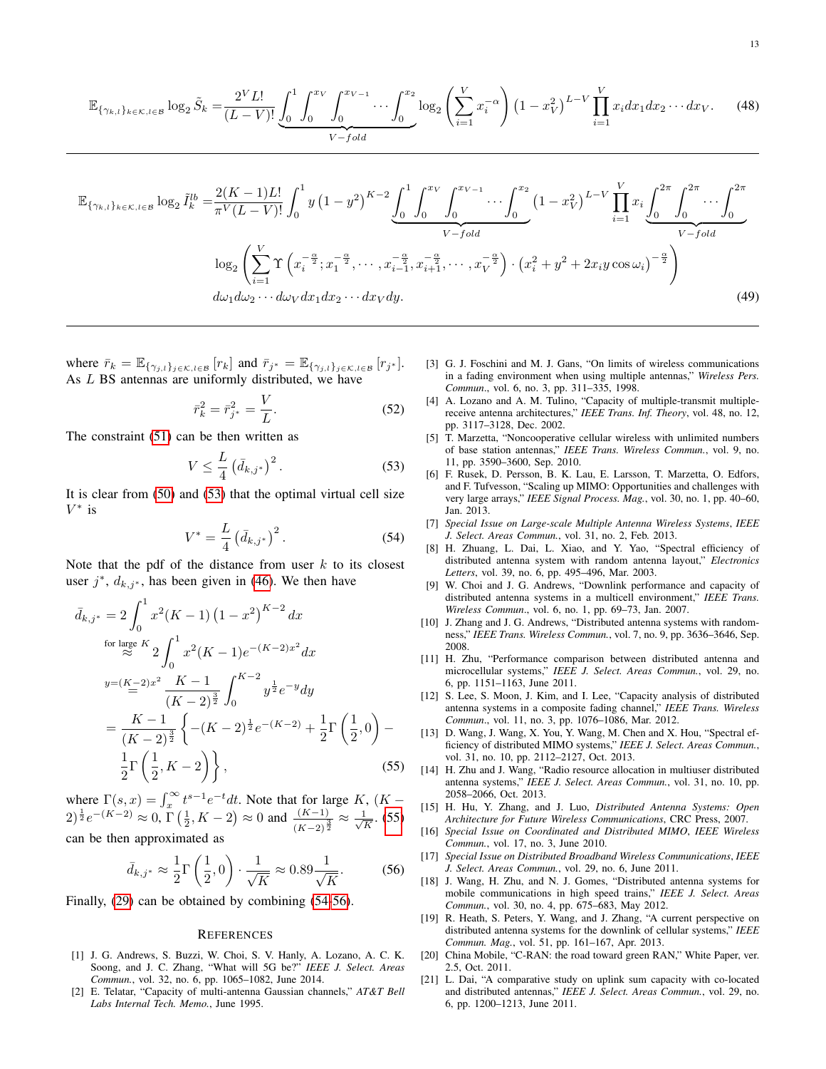$$\mathbb{E}_{\{\gamma_{k,l}\}_{k\in\mathcal{K},l\in\mathcal{B}}} \log_2 \tilde{S}_k = \frac{2^V L!}{(L-V)!} \underbrace{\int_0^1 \int_0^{x_V} \int_0^{x_{V-1}} \cdots \int_0^{x_2}}_{V-fold} \log_2\left(\sum_{i=1}^{V} x_i^{-\alpha}\right)\left(1-x_V^2\right)^{L-V} \prod_{i=1}^{V} x_i dx_1 dx_2 \cdots dx_V. \tag{48}$$

$$\mathbb{E}_{\{\gamma_{k,l}\}_{k\in\mathcal{K},l\in\mathcal{B}}} \log_2 \tilde{I}_k^{lb} = \frac{2(K-1)L!}{\pi^V (L-V)!} \int_0^1 y\left(1-y^2\right)^{K-2} \underbrace{\int_0^1 \int_0^{x_V} \int_0^{x_{V-1}} \cdots \int_0^{x_2}}_{V-fold} \left(1-x_V^2\right)^{L-V} \prod_{i=1}^{V} x_i \underbrace{\int_0^{2\pi}\int_0^{2\pi}\cdots\int_0^{2\pi}}_{V-fold}$$
$$\log_2\left(\sum_{i=1}^{V} \Upsilon\left(x_i^{-\frac{\alpha}{2}}; x_1^{-\frac{\alpha}{2}}, \cdots, x_{i-1}^{-\frac{\alpha}{2}}, x_{i+1}^{-\frac{\alpha}{2}}, \cdots, x_V^{-\frac{\alpha}{2}}\right) \cdot \left(x_i^2 + y^2 + 2x_i y \cos\omega_i\right)^{-\frac{\alpha}{2}}\right)$$
$$d\omega_1 d\omega_2 \cdots d\omega_V dx_1 dx_2 \cdots dx_V dy. \tag{49}$$

where $\bar{r}_k = \mathbb{E}_{\{\gamma_{j,l}\}_{j\in\mathcal{K},l\in\mathcal{B}}}[r_k]$ and $\bar{r}_{j^*} = \mathbb{E}_{\{\gamma_{j,l}\}_{j\in\mathcal{K},l\in\mathcal{B}}}[r_{j^*}]$. As $L$ BS antennas are uniformly distributed, we have

$$\bar{r}_k^2 = \bar{r}_{j^*}^2 = \frac{V}{L}. \tag{52}$$

The constraint (51) can be then written as

$$V \leq \frac{L}{4}\left(\bar{d}_{k,j^*}\right)^2. \tag{53}$$

It is clear from (50) and (53) that the optimal virtual cell size $V^*$ is

$$V^* = \frac{L}{4}\left(\bar{d}_{k,j^*}\right)^2. \tag{54}$$

Note that the pdf of the distance from user $k$ to its closest user $j^*$, $d_{k,j^*}$, has been given in (46). We then have

$$\begin{aligned}
\bar{d}_{k,j^*} &= 2\int_0^1 x^2(K-1)\left(1-x^2\right)^{K-2} dx \\
&\overset{\text{for large } K}{\approx} 2\int_0^1 x^2(K-1)e^{-(K-2)x^2} dx \\
&\overset{y=(K-2)x^2}{=} \frac{K-1}{(K-2)^{\frac{3}{2}}} \int_0^{K-2} y^{\frac{1}{2}} e^{-y} dy \\
&= \frac{K-1}{(K-2)^{\frac{3}{2}}} \left\{-(K-2)^{\frac{1}{2}} e^{-(K-2)} + \frac{1}{2}\Gamma\left(\frac{1}{2},0\right) - \frac{1}{2}\Gamma\left(\frac{1}{2},K-2\right)\right\},
\end{aligned} \tag{55}$$

where $\Gamma(s,x) = \int_x^\infty t^{s-1}e^{-t}dt$. Note that for large $K$, $(K-2)^{\frac{1}{2}}e^{-(K-2)} \approx 0$, $\Gamma\left(\frac{1}{2}, K-2\right) \approx 0$ and $\frac{(K-1)}{(K-2)^{\frac{3}{2}}} \approx \frac{1}{\sqrt{K}}$. (55) can be then approximated as

$$\bar{d}_{k,j^*} \approx \frac{1}{2}\Gamma\left(\frac{1}{2},0\right) \cdot \frac{1}{\sqrt{K}} \approx 0.89\frac{1}{\sqrt{K}}. \tag{56}$$

Finally, (29) can be obtained by combining (54-56).

## References

[1] J. G. Andrews, S. Buzzi, W. Choi, S. V. Hanly, A. Lozano, A. C. K. Soong, and J. C. Zhang, "What will 5G be?" *IEEE J. Select. Areas Commun.*, vol. 32, no. 6, pp. 1065–1082, June 2014.

[2] E. Telatar, "Capacity of multi-antenna Gaussian channels," *AT&T Bell Labs Internal Tech. Memo.*, June 1995.

[3] G. J. Foschini and M. J. Gans, "On limits of wireless communications in a fading environment when using multiple antennas," *Wireless Pers. Commun.*, vol. 6, no. 3, pp. 311–335, 1998.

[4] A. Lozano and A. M. Tulino, "Capacity of multiple-transmit multiple-receive antenna architectures," *IEEE Trans. Inf. Theory*, vol. 48, no. 12, pp. 3117–3128, Dec. 2002.

[5] T. Marzetta, "Noncooperative cellular wireless with unlimited numbers of base station antennas," *IEEE Trans. Wireless Commun.*, vol. 9, no. 11, pp. 3590–3600, Sep. 2010.

[6] F. Rusek, D. Persson, B. K. Lau, E. Larsson, T. Marzetta, O. Edfors, and F. Tufvesson, "Scaling up MIMO: Opportunities and challenges with very large arrays," *IEEE Signal Process. Mag.*, vol. 30, no. 1, pp. 40–60, Jan. 2013.

[7] *Special Issue on Large-scale Multiple Antenna Wireless Systems*, *IEEE J. Select. Areas Commun.*, vol. 31, no. 2, Feb. 2013.

[8] H. Zhuang, L. Dai, L. Xiao, and Y. Yao, "Spectral efficiency of distributed antenna system with random antenna layout," *Electronics Letters*, vol. 39, no. 6, pp. 495–496, Mar. 2003.

[9] W. Choi and J. G. Andrews, "Downlink performance and capacity of distributed antenna systems in a multicell environment," *IEEE Trans. Wireless Commun.*, vol. 6, no. 1, pp. 69–73, Jan. 2007.

[10] J. Zhang and J. G. Andrews, "Distributed antenna systems with randomness," *IEEE Trans. Wireless Commun.*, vol. 7, no. 9, pp. 3636–3646, Sep. 2008.

[11] H. Zhu, "Performance comparison between distributed antenna and microcellular systems," *IEEE J. Select. Areas Commun.*, vol. 29, no. 6, pp. 1151–1163, June 2011.

[12] S. Lee, S. Moon, J. Kim, and I. Lee, "Capacity analysis of distributed antenna systems in a composite fading channel," *IEEE Trans. Wireless Commun.*, vol. 11, no. 3, pp. 1076–1086, Mar. 2012.

[13] D. Wang, J. Wang, X. You, Y. Wang, M. Chen and X. Hou, "Spectral efficiency of distributed MIMO systems," *IEEE J. Select. Areas Commun.*, vol. 31, no. 10, pp. 2112–2127, Oct. 2013.

[14] H. Zhu and J. Wang, "Radio resource allocation in multiuser distributed antenna systems," *IEEE J. Select. Areas Commun.*, vol. 31, no. 10, pp. 2058–2066, Oct. 2013.

[15] H. Hu, Y. Zhang, and J. Luo, *Distributed Antenna Systems: Open Architecture for Future Wireless Communications*, CRC Press, 2007.

[16] *Special Issue on Coordinated and Distributed MIMO*, *IEEE Wireless Commun.*, vol. 17, no. 3, June 2010.

[17] *Special Issue on Distributed Broadband Wireless Communications*, *IEEE J. Select. Areas Commun.*, vol. 29, no. 6, June 2011.

[18] J. Wang, H. Zhu, and N. J. Gomes, "Distributed antenna systems for mobile communications in high speed trains," *IEEE J. Select. Areas Commun.*, vol. 30, no. 4, pp. 675–683, May 2012.

[19] R. Heath, S. Peters, Y. Wang, and J. Zhang, "A current perspective on distributed antenna systems for the downlink of cellular systems," *IEEE Commun. Mag.*, vol. 51, pp. 161–167, Apr. 2013.

[20] China Mobile, "C-RAN: the road toward green RAN," White Paper, ver. 2.5, Oct. 2011.

[21] L. Dai, "A comparative study on uplink sum capacity with co-located and distributed antennas," *IEEE J. Select. Areas Commun.*, vol. 29, no. 6, pp. 1200–1213, June 2011.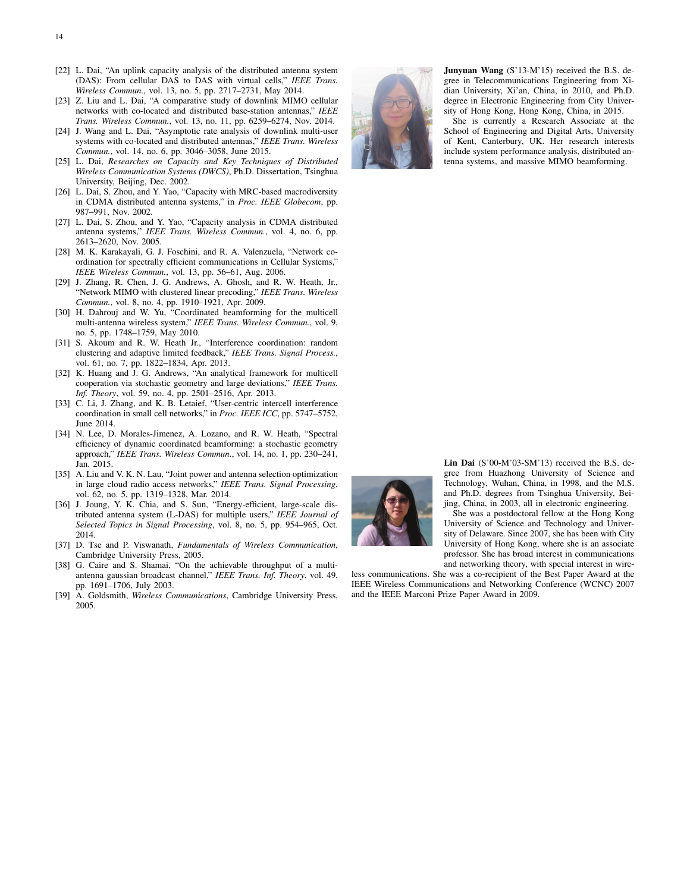[22] L. Dai, "An uplink capacity analysis of the distributed antenna system (DAS): From cellular DAS to DAS with virtual cells," *IEEE Trans. Wireless Commun.*, vol. 13, no. 5, pp. 2717–2731, May 2014.

[23] Z. Liu and L. Dai, "A comparative study of downlink MIMO cellular networks with co-located and distributed base-station antennas," *IEEE Trans. Wireless Commun.*, vol. 13, no. 11, pp. 6259–6274, Nov. 2014.

[24] J. Wang and L. Dai, "Asymptotic rate analysis of downlink multi-user systems with co-located and distributed antennas," *IEEE Trans. Wireless Commun.*, vol. 14, no. 6, pp. 3046–3058, June 2015.

[25] L. Dai, *Researches on Capacity and Key Techniques of Distributed Wireless Communication Systems (DWCS)*, Ph.D. Dissertation, Tsinghua University, Beijing, Dec. 2002.

[26] L. Dai, S. Zhou, and Y. Yao, "Capacity with MRC-based macrodiversity in CDMA distributed antenna systems," in *Proc. IEEE Globecom*, pp. 987–991, Nov. 2002.

[27] L. Dai, S. Zhou, and Y. Yao, "Capacity analysis in CDMA distributed antenna systems," *IEEE Trans. Wireless Commun.*, vol. 4, no. 6, pp. 2613–2620, Nov. 2005.

[28] M. K. Karakayali, G. J. Foschini, and R. A. Valenzuela, "Network coordination for spectrally efficient communications in Cellular Systems," *IEEE Wireless Commun.*, vol. 13, pp. 56–61, Aug. 2006.

[29] J. Zhang, R. Chen, J. G. Andrews, A. Ghosh, and R. W. Heath, Jr., "Network MIMO with clustered linear precoding," *IEEE Trans. Wireless Commun.*, vol. 8, no. 4, pp. 1910–1921, Apr. 2009.

[30] H. Dahrouj and W. Yu, "Coordinated beamforming for the multicell multi-antenna wireless system," *IEEE Trans. Wireless Commun.*, vol. 9, no. 5, pp. 1748–1759, May 2010.

[31] S. Akoum and R. W. Heath Jr., "Interference coordination: random clustering and adaptive limited feedback," *IEEE Trans. Signal Process.*, vol. 61, no. 7, pp. 1822–1834, Apr. 2013.

[32] K. Huang and J. G. Andrews, "An analytical framework for multicell cooperation via stochastic geometry and large deviations," *IEEE Trans. Inf. Theory*, vol. 59, no. 4, pp. 2501–2516, Apr. 2013.

[33] C. Li, J. Zhang, and K. B. Letaief, "User-centric intercell interference coordination in small cell networks," in *Proc. IEEE ICC*, pp. 5747–5752, June 2014.

[34] N. Lee, D. Morales-Jimenez, A. Lozano, and R. W. Heath, "Spectral efficiency of dynamic coordinated beamforming: a stochastic geometry approach," *IEEE Trans. Wireless Commun.*, vol. 14, no. 1, pp. 230–241, Jan. 2015.

[35] A. Liu and V. K. N. Lau, "Joint power and antenna selection optimization in large cloud radio access networks," *IEEE Trans. Signal Processing*, vol. 62, no. 5, pp. 1319–1328, Mar. 2014.

[36] J. Joung, Y. K. Chia, and S. Sun, "Energy-efficient, large-scale distributed antenna system (L-DAS) for multiple users," *IEEE Journal of Selected Topics in Signal Processing*, vol. 8, no. 5, pp. 954–965, Oct. 2014.

[37] D. Tse and P. Viswanath, *Fundamentals of Wireless Communication*, Cambridge University Press, 2005.

[38] G. Caire and S. Shamai, "On the achievable throughput of a multi-antenna gaussian broadcast channel," *IEEE Trans. Inf. Theory*, vol. 49, pp. 1691–1706, July 2003.

[39] A. Goldsmith, *Wireless Communications*, Cambridge University Press, 2005.

**Junyuan Wang** (S'13-M'15) received the B.S. degree in Telecommunications Engineering from Xidian University, Xi'an, China, in 2010, and Ph.D. degree in Electronic Engineering from City University of Hong Kong, Hong Kong, China, in 2015.

She is currently a Research Associate at the School of Engineering and Digital Arts, University of Kent, Canterbury, UK. Her research interests include system performance analysis, distributed antenna systems, and massive MIMO beamforming.

**Lin Dai** (S'00-M'03-SM'13) received the B.S. degree from Huazhong University of Science and Technology, Wuhan, China, in 1998, and the M.S. and Ph.D. degrees from Tsinghua University, Beijing, China, in 2003, all in electronic engineering.

She was a postdoctoral fellow at the Hong Kong University of Science and Technology and University of Delaware. Since 2007, she has been with City University of Hong Kong, where she is an associate professor. She has broad interest in communications and networking theory, with special interest in wireless communications. She was a co-recipient of the Best Paper Award at the IEEE Wireless Communications and Networking Conference (WCNC) 2007 and the IEEE Marconi Prize Paper Award in 2009.